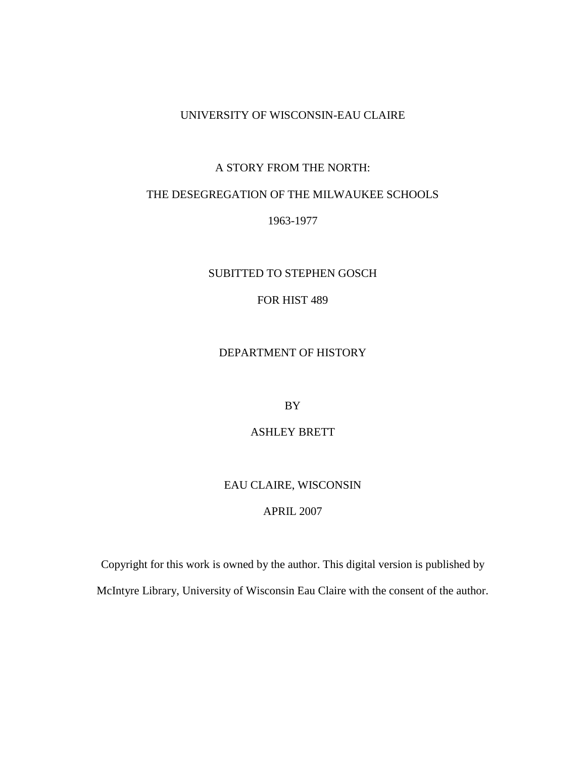UNIVERSITY OF WISCONSIN-EAU CLAIRE

# A STORY FROM THE NORTH:

# THE DESEGREGATION OF THE MILWAUKEE SCHOOLS

# 1963-1977

SUBITTED TO STEPHEN GOSCH

FOR HIST 489

DEPARTMENT OF HISTORY

BY

ASHLEY BRETT

EAU CLAIRE, WISCONSIN

APRIL 2007

Copyright for this work is owned by the author. This digital version is published by McIntyre Library, University of Wisconsin Eau Claire with the consent of the author.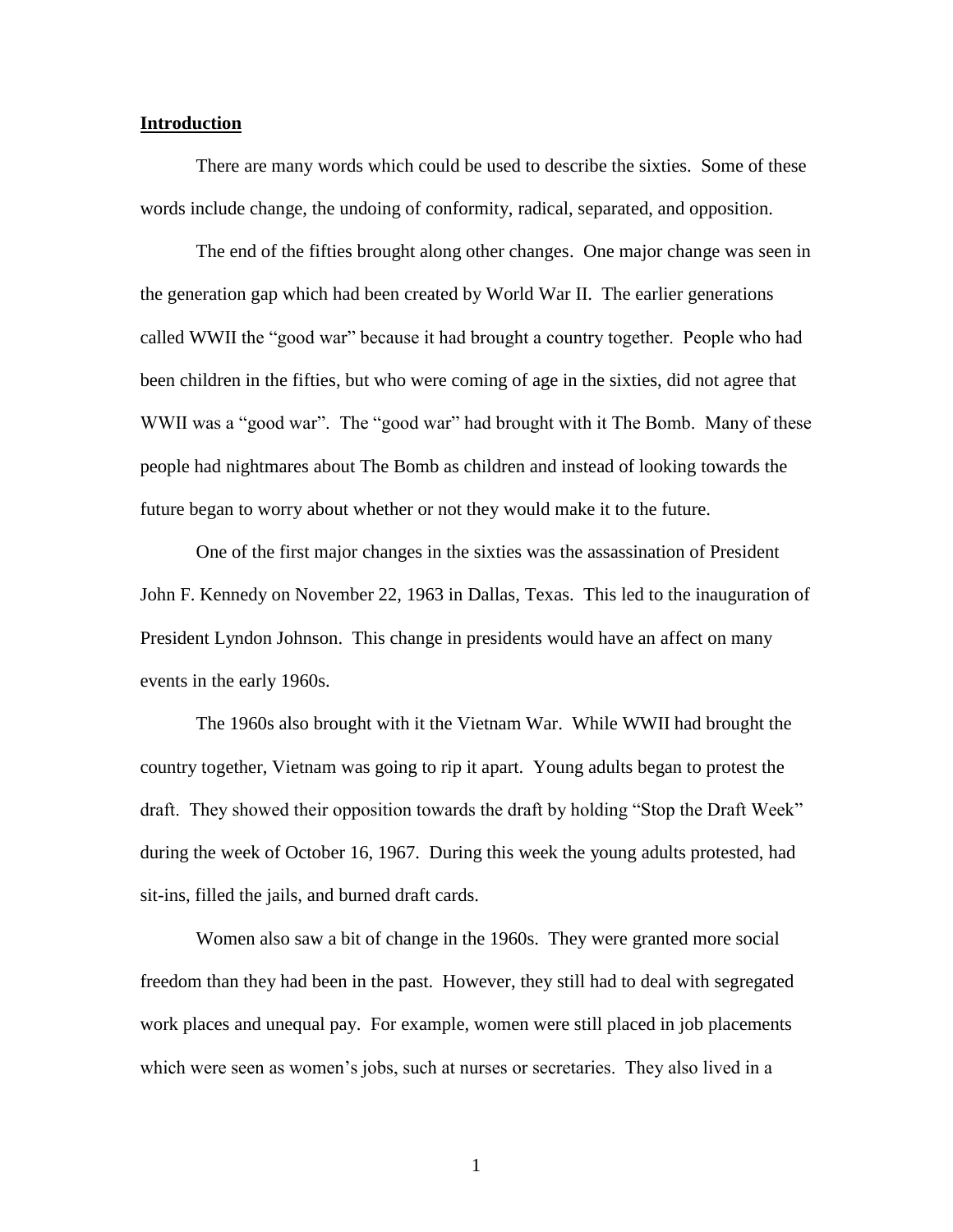## Introduction

There are many words which could be used to describe the sixties. Some of these words include change, the undoing of conformity, radical, separated, and opposition.

The end of the fifties brought along other changes. One major change was seen in the generation gap which had been created by World War II. The earlier generations called WWII the "good war" because it had brought a country together. People who had been children in the fifties, but who were coming of age in the sixties, did not agree that WWII was a "good war". The "good war" had brought with it The Bomb. Many of these people had nightmares about The Bomb as children and instead of looking towards the future began to worry about whether or not they would make it to the future.

One of the first major changes in the sixties was the assassination of President John F. Kennedy on November 22, 1963 in Dallas, Texas. This led to the inauguration of President Lyndon Johnson. This change in presidents would have an affect on many events in the early 1960s.

The 1960s also brought with it the Vietnam War. While WWII had brought the country together, Vietnam was going to rip it apart. Young adults began to protest the draft. They showed their opposition towards the draft by holding "Stop the Draft Week" during the week of October 16, 1967. During this week the young adults protested, had sit-ins, filled the jails, and burned draft cards.

Women also saw a bit of change in the 1960s. They were granted more social freedom than they had been in the past. However, they still had to deal with segregated work places and unequal pay. For example, women were still placed in job placements which were seen as women's jobs, such at nurses or secretaries. They also lived in a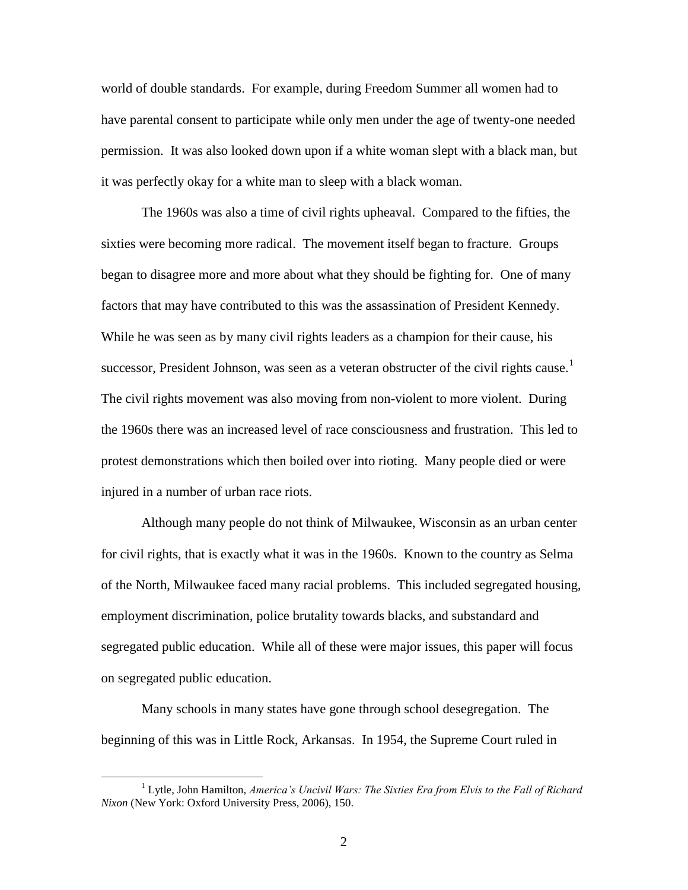world of double standards. For example, during Freedom Summer all women had to have parental consent to participate while only men under the age of twenty-one needed permission. It was also looked down upon if a white woman slept with a black man, but it was perfectly okay for a white man to sleep with a black woman.

The 1960s was also a time of civil rights upheaval. Compared to the fifties, the sixties were becoming more radical. The movement itself began to fracture. Groups began to disagree more and more about what they should be fighting for. One of many factors that may have contributed to this was the assassination of President Kennedy. While he was seen as by many civil rights leaders as a champion for their cause, his successor, President Johnson, was seen as a veteran obstructer of the civil rights cause.[1] The civil rights movement was also moving from non-violent to more violent. During the 1960s there was an increased level of race consciousness and frustration. This led to protest demonstrations which then boiled over into rioting. Many people died or were injured in a number of urban race riots.

Although many people do not think of Milwaukee, Wisconsin as an urban center for civil rights, that is exactly what it was in the 1960s. Known to the country as Selma of the North, Milwaukee faced many racial problems. This included segregated housing, employment discrimination, police brutality towards blacks, and substandard and segregated public education. While all of these were major issues, this paper will focus on segregated public education.

Many schools in many states have gone through school desegregation. The beginning of this was in Little Rock, Arkansas. In 1954, the Supreme Court ruled in

---

[1] Lytle, John Hamilton, *America's Uncivil Wars: The Sixties Era from Elvis to the Fall of Richard Nixon* (New York: Oxford University Press, 2006), 150.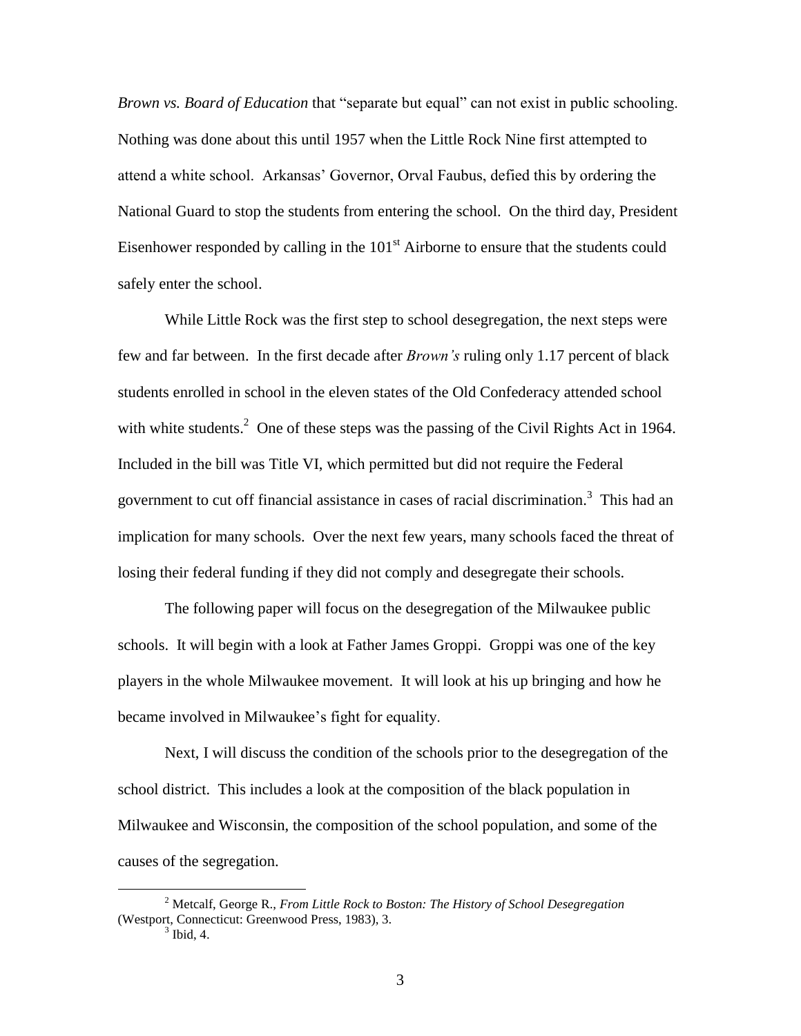*Brown vs. Board of Education* that "separate but equal" can not exist in public schooling. Nothing was done about this until 1957 when the Little Rock Nine first attempted to attend a white school. Arkansas' Governor, Orval Faubus, defied this by ordering the National Guard to stop the students from entering the school. On the third day, President Eisenhower responded by calling in the 101st Airborne to ensure that the students could safely enter the school.

While Little Rock was the first step to school desegregation, the next steps were few and far between. In the first decade after *Brown's* ruling only 1.17 percent of black students enrolled in school in the eleven states of the Old Confederacy attended school with white students.[2] One of these steps was the passing of the Civil Rights Act in 1964. Included in the bill was Title VI, which permitted but did not require the Federal government to cut off financial assistance in cases of racial discrimination.[3] This had an implication for many schools. Over the next few years, many schools faced the threat of losing their federal funding if they did not comply and desegregate their schools.

The following paper will focus on the desegregation of the Milwaukee public schools. It will begin with a look at Father James Groppi. Groppi was one of the key players in the whole Milwaukee movement. It will look at his up bringing and how he became involved in Milwaukee's fight for equality.

Next, I will discuss the condition of the schools prior to the desegregation of the school district. This includes a look at the composition of the black population in Milwaukee and Wisconsin, the composition of the school population, and some of the causes of the segregation.

---

[2] Metcalf, George R., *From Little Rock to Boston: The History of School Desegregation* (Westport, Connecticut: Greenwood Press, 1983), 3.

[3] Ibid, 4.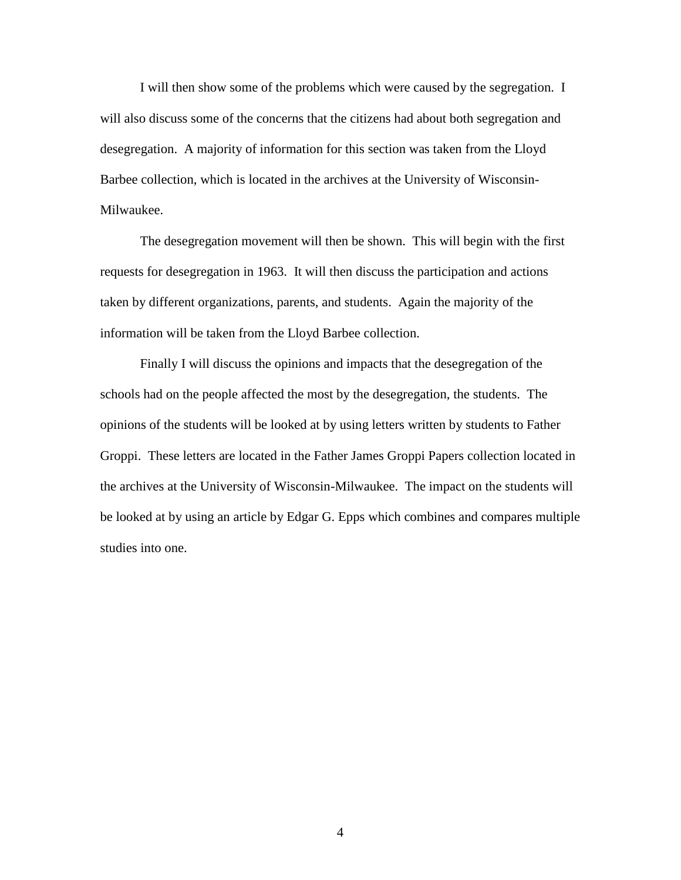I will then show some of the problems which were caused by the segregation. I will also discuss some of the concerns that the citizens had about both segregation and desegregation. A majority of information for this section was taken from the Lloyd Barbee collection, which is located in the archives at the University of Wisconsin-Milwaukee.

The desegregation movement will then be shown. This will begin with the first requests for desegregation in 1963. It will then discuss the participation and actions taken by different organizations, parents, and students. Again the majority of the information will be taken from the Lloyd Barbee collection.

Finally I will discuss the opinions and impacts that the desegregation of the schools had on the people affected the most by the desegregation, the students. The opinions of the students will be looked at by using letters written by students to Father Groppi. These letters are located in the Father James Groppi Papers collection located in the archives at the University of Wisconsin-Milwaukee. The impact on the students will be looked at by using an article by Edgar G. Epps which combines and compares multiple studies into one.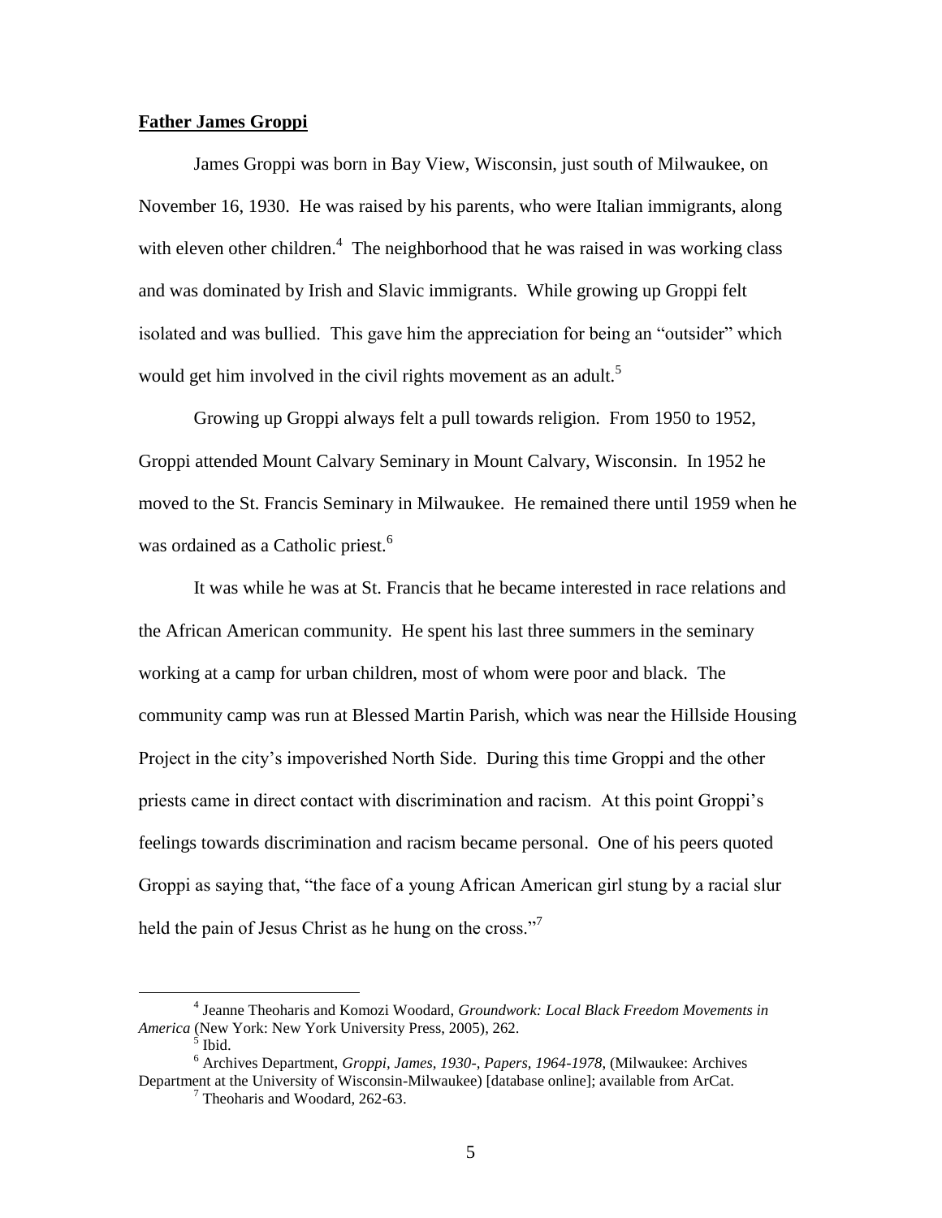**Father James Groppi**

James Groppi was born in Bay View, Wisconsin, just south of Milwaukee, on November 16, 1930. He was raised by his parents, who were Italian immigrants, along with eleven other children.[4] The neighborhood that he was raised in was working class and was dominated by Irish and Slavic immigrants. While growing up Groppi felt isolated and was bullied. This gave him the appreciation for being an "outsider" which would get him involved in the civil rights movement as an adult.[5]

Growing up Groppi always felt a pull towards religion. From 1950 to 1952, Groppi attended Mount Calvary Seminary in Mount Calvary, Wisconsin. In 1952 he moved to the St. Francis Seminary in Milwaukee. He remained there until 1959 when he was ordained as a Catholic priest.[6]

It was while he was at St. Francis that he became interested in race relations and the African American community. He spent his last three summers in the seminary working at a camp for urban children, most of whom were poor and black. The community camp was run at Blessed Martin Parish, which was near the Hillside Housing Project in the city's impoverished North Side. During this time Groppi and the other priests came in direct contact with discrimination and racism. At this point Groppi's feelings towards discrimination and racism became personal. One of his peers quoted Groppi as saying that, "the face of a young African American girl stung by a racial slur held the pain of Jesus Christ as he hung on the cross."[7]

---

[4] Jeanne Theoharis and Komozi Woodard, *Groundwork: Local Black Freedom Movements in America* (New York: New York University Press, 2005), 262.

[5] Ibid.

[6] Archives Department, *Groppi, James, 1930-, Papers, 1964-1978*, (Milwaukee: Archives Department at the University of Wisconsin-Milwaukee) [database online]; available from ArCat.

[7] Theoharis and Woodard, 262-63.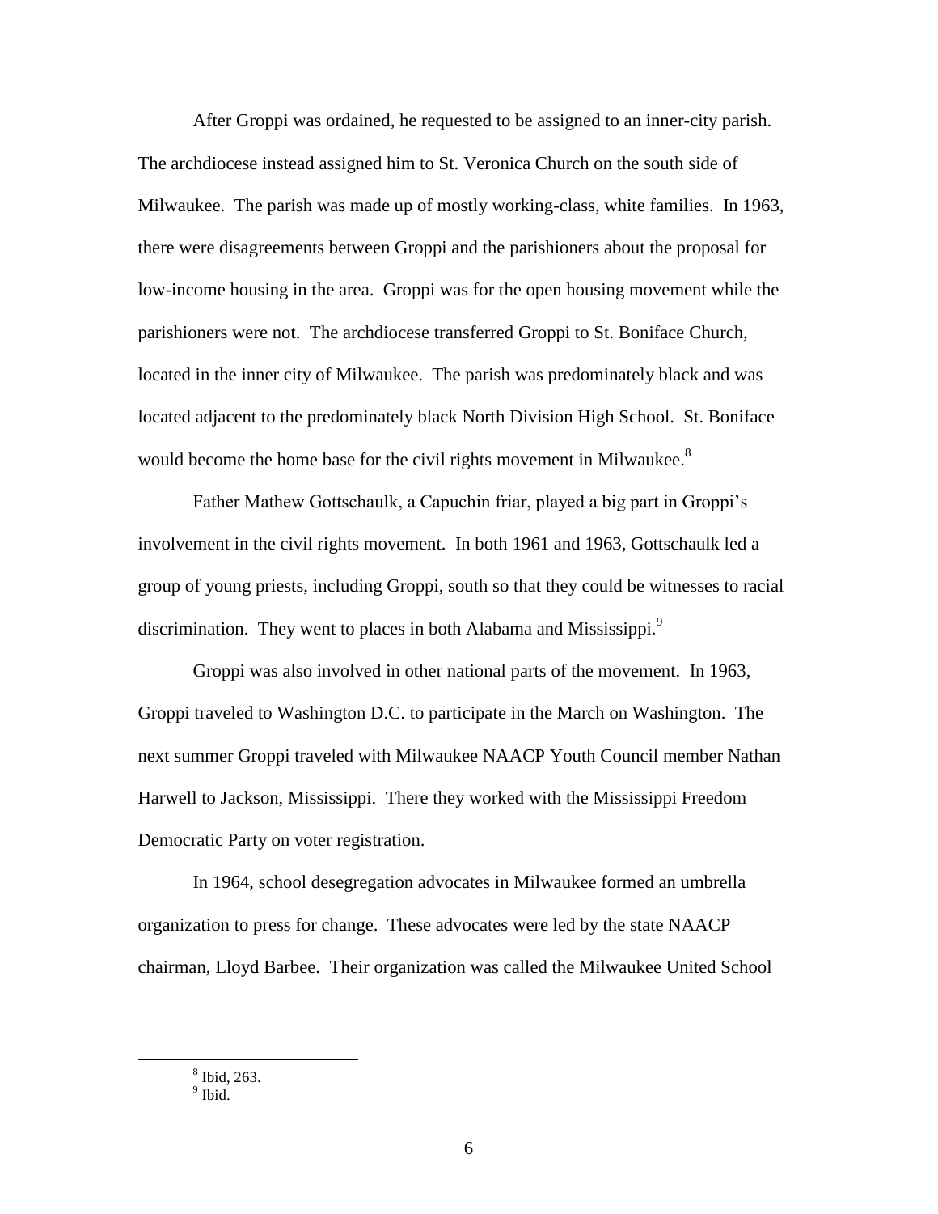After Groppi was ordained, he requested to be assigned to an inner-city parish. The archdiocese instead assigned him to St. Veronica Church on the south side of Milwaukee. The parish was made up of mostly working-class, white families. In 1963, there were disagreements between Groppi and the parishioners about the proposal for low-income housing in the area. Groppi was for the open housing movement while the parishioners were not. The archdiocese transferred Groppi to St. Boniface Church, located in the inner city of Milwaukee. The parish was predominately black and was located adjacent to the predominately black North Division High School. St. Boniface would become the home base for the civil rights movement in Milwaukee.[8]

Father Mathew Gottschaulk, a Capuchin friar, played a big part in Groppi's involvement in the civil rights movement. In both 1961 and 1963, Gottschaulk led a group of young priests, including Groppi, south so that they could be witnesses to racial discrimination. They went to places in both Alabama and Mississippi.[9]

Groppi was also involved in other national parts of the movement. In 1963, Groppi traveled to Washington D.C. to participate in the March on Washington. The next summer Groppi traveled with Milwaukee NAACP Youth Council member Nathan Harwell to Jackson, Mississippi. There they worked with the Mississippi Freedom Democratic Party on voter registration.

In 1964, school desegregation advocates in Milwaukee formed an umbrella organization to press for change. These advocates were led by the state NAACP chairman, Lloyd Barbee. Their organization was called the Milwaukee United School

---

[8] Ibid, 263.

[9] Ibid.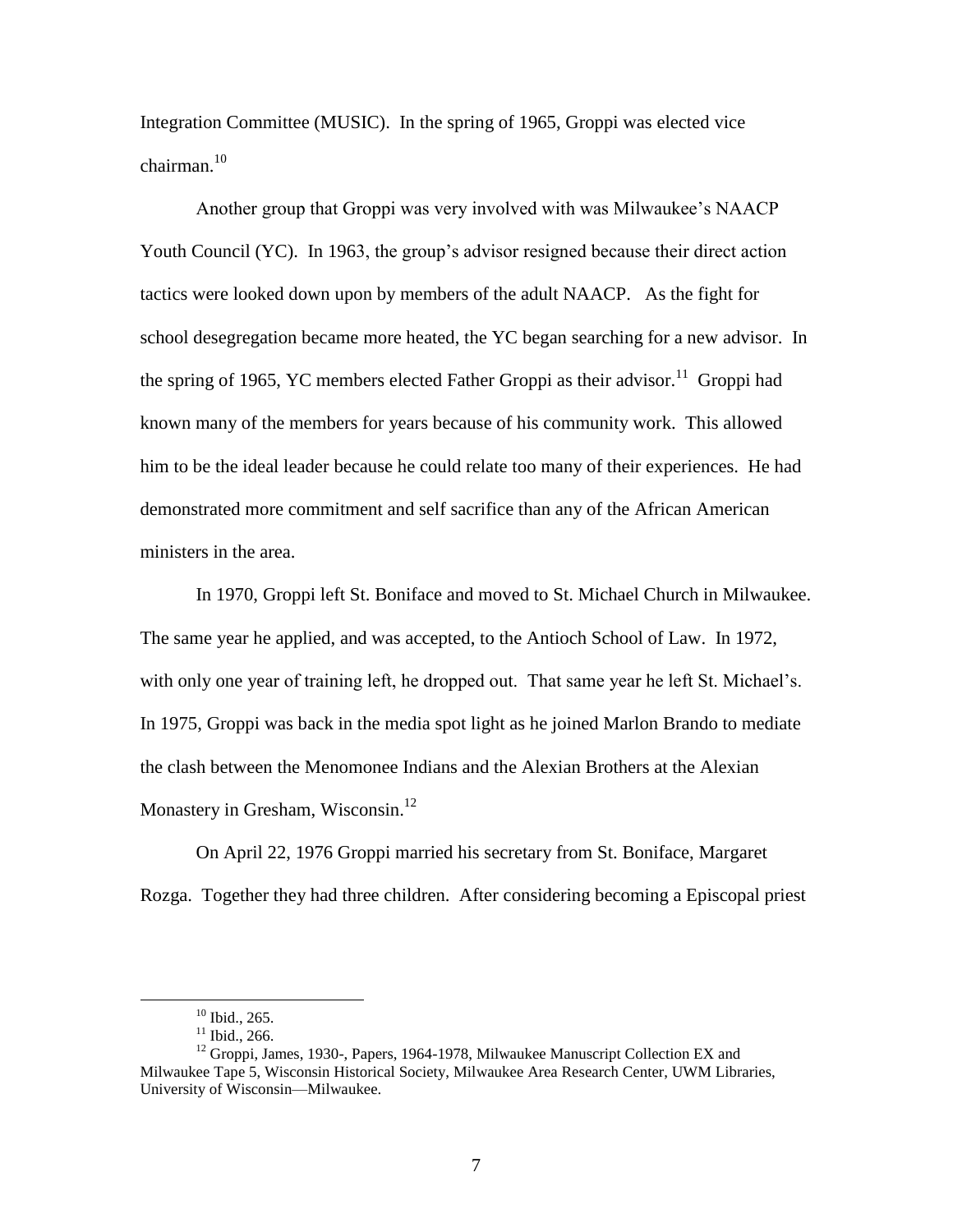Integration Committee (MUSIC). In the spring of 1965, Groppi was elected vice chairman.[10]

Another group that Groppi was very involved with was Milwaukee's NAACP Youth Council (YC). In 1963, the group's advisor resigned because their direct action tactics were looked down upon by members of the adult NAACP. As the fight for school desegregation became more heated, the YC began searching for a new advisor. In the spring of 1965, YC members elected Father Groppi as their advisor.[11] Groppi had known many of the members for years because of his community work. This allowed him to be the ideal leader because he could relate too many of their experiences. He had demonstrated more commitment and self sacrifice than any of the African American ministers in the area.

In 1970, Groppi left St. Boniface and moved to St. Michael Church in Milwaukee. The same year he applied, and was accepted, to the Antioch School of Law. In 1972, with only one year of training left, he dropped out. That same year he left St. Michael's. In 1975, Groppi was back in the media spot light as he joined Marlon Brando to mediate the clash between the Menomonee Indians and the Alexian Brothers at the Alexian Monastery in Gresham, Wisconsin.[12]

On April 22, 1976 Groppi married his secretary from St. Boniface, Margaret Rozga. Together they had three children. After considering becoming a Episcopal priest

---

[10] Ibid., 265.

[11] Ibid., 266.

[12] Groppi, James, 1930-, Papers, 1964-1978, Milwaukee Manuscript Collection EX and Milwaukee Tape 5, Wisconsin Historical Society, Milwaukee Area Research Center, UWM Libraries, University of Wisconsin—Milwaukee.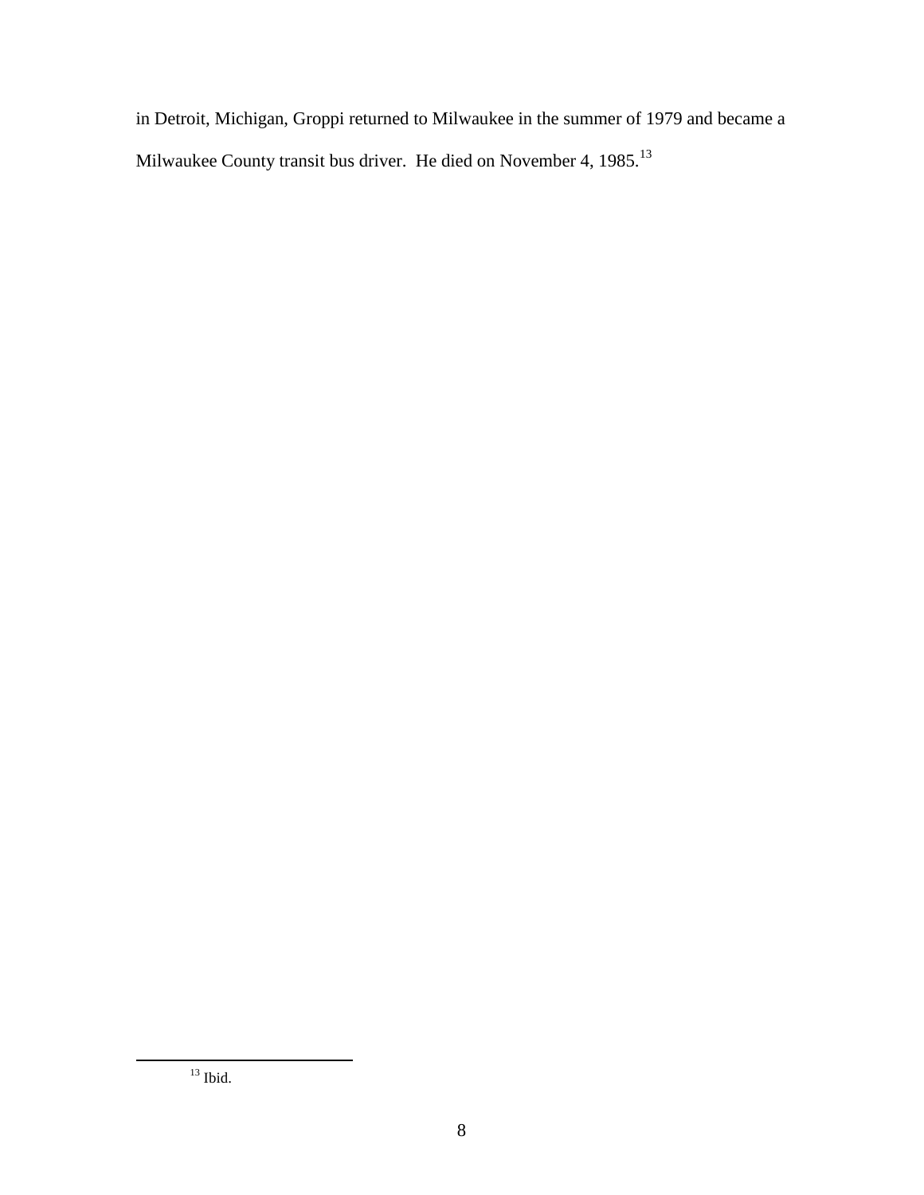in Detroit, Michigan, Groppi returned to Milwaukee in the summer of 1979 and became a Milwaukee County transit bus driver.  He died on November 4, 1985.[13]

[13] Ibid.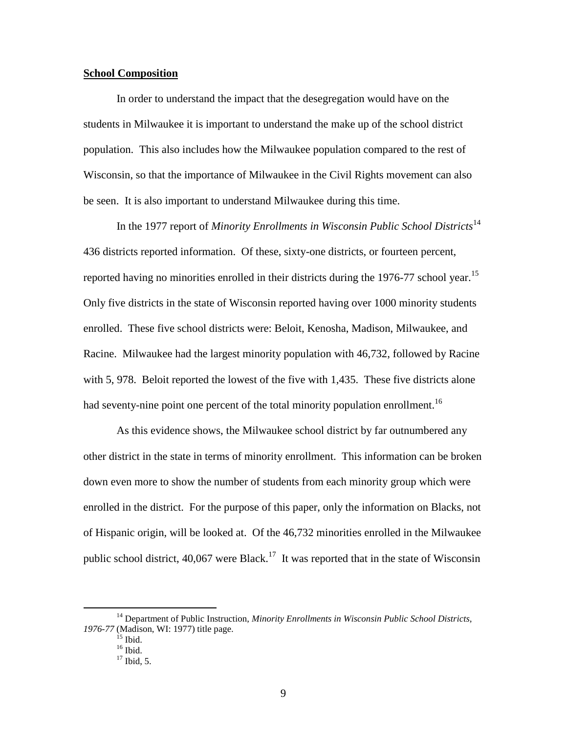**School Composition**

In order to understand the impact that the desegregation would have on the students in Milwaukee it is important to understand the make up of the school district population. This also includes how the Milwaukee population compared to the rest of Wisconsin, so that the importance of Milwaukee in the Civil Rights movement can also be seen. It is also important to understand Milwaukee during this time.

In the 1977 report of *Minority Enrollments in Wisconsin Public School Districts*[14] 436 districts reported information. Of these, sixty-one districts, or fourteen percent, reported having no minorities enrolled in their districts during the 1976-77 school year.[15] Only five districts in the state of Wisconsin reported having over 1000 minority students enrolled. These five school districts were: Beloit, Kenosha, Madison, Milwaukee, and Racine. Milwaukee had the largest minority population with 46,732, followed by Racine with 5, 978. Beloit reported the lowest of the five with 1,435. These five districts alone had seventy-nine point one percent of the total minority population enrollment.[16]

As this evidence shows, the Milwaukee school district by far outnumbered any other district in the state in terms of minority enrollment. This information can be broken down even more to show the number of students from each minority group which were enrolled in the district. For the purpose of this paper, only the information on Blacks, not of Hispanic origin, will be looked at. Of the 46,732 minorities enrolled in the Milwaukee public school district, 40,067 were Black.[17] It was reported that in the state of Wisconsin

---

[14] Department of Public Instruction, *Minority Enrollments in Wisconsin Public School Districts, 1976-77* (Madison, WI: 1977) title page.

[15] Ibid.

[16] Ibid.

[17] Ibid, 5.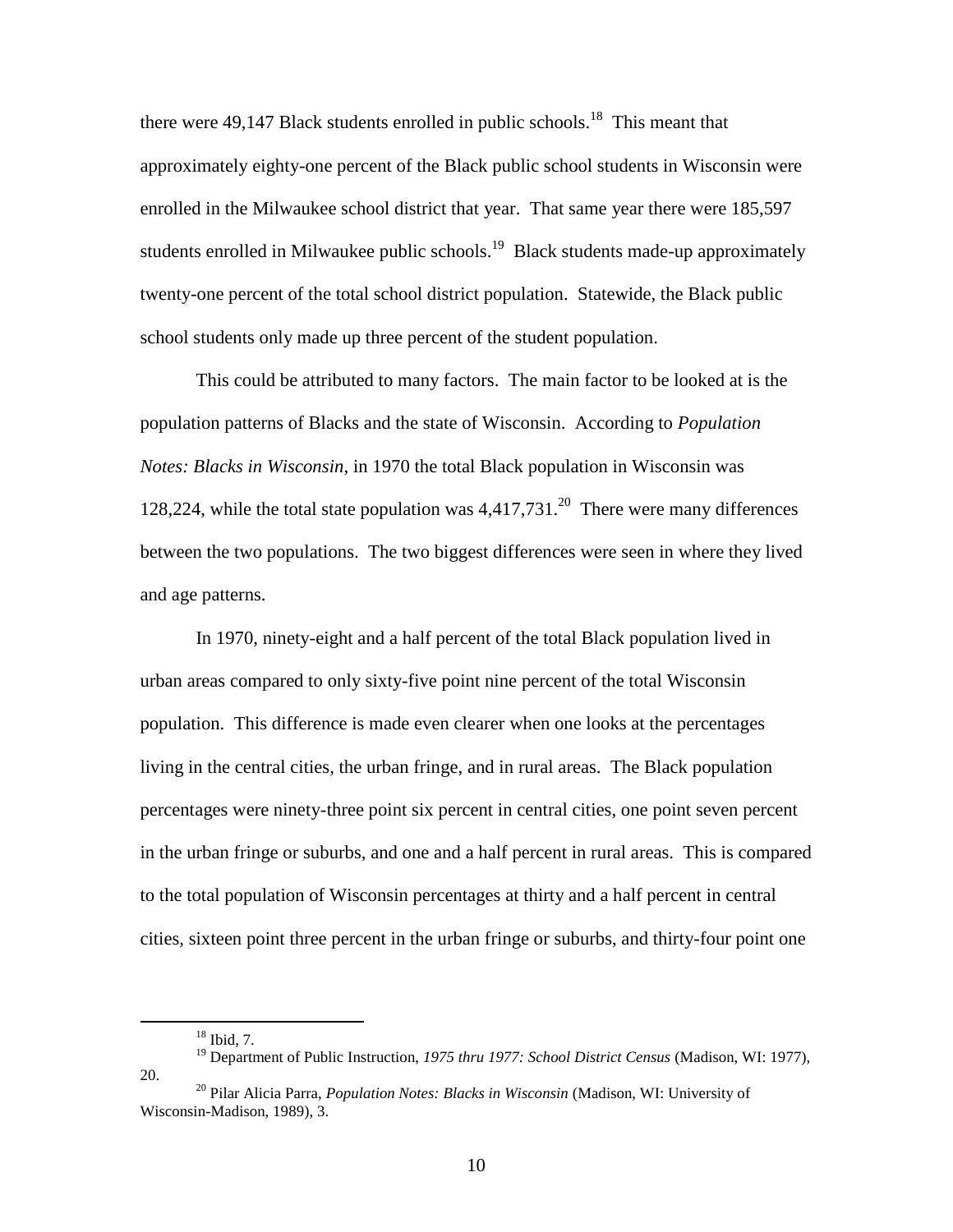there were 49,147 Black students enrolled in public schools.[18] This meant that approximately eighty-one percent of the Black public school students in Wisconsin were enrolled in the Milwaukee school district that year. That same year there were 185,597 students enrolled in Milwaukee public schools.[19] Black students made-up approximately twenty-one percent of the total school district population. Statewide, the Black public school students only made up three percent of the student population.

This could be attributed to many factors. The main factor to be looked at is the population patterns of Blacks and the state of Wisconsin. According to *Population Notes: Blacks in Wisconsin*, in 1970 the total Black population in Wisconsin was 128,224, while the total state population was 4,417,731.[20] There were many differences between the two populations. The two biggest differences were seen in where they lived and age patterns.

In 1970, ninety-eight and a half percent of the total Black population lived in urban areas compared to only sixty-five point nine percent of the total Wisconsin population. This difference is made even clearer when one looks at the percentages living in the central cities, the urban fringe, and in rural areas. The Black population percentages were ninety-three point six percent in central cities, one point seven percent in the urban fringe or suburbs, and one and a half percent in rural areas. This is compared to the total population of Wisconsin percentages at thirty and a half percent in central cities, sixteen point three percent in the urban fringe or suburbs, and thirty-four point one

---

[18] Ibid, 7.

[19] Department of Public Instruction, *1975 thru 1977: School District Census* (Madison, WI: 1977), 20.

[20] Pilar Alicia Parra, *Population Notes: Blacks in Wisconsin* (Madison, WI: University of Wisconsin-Madison, 1989), 3.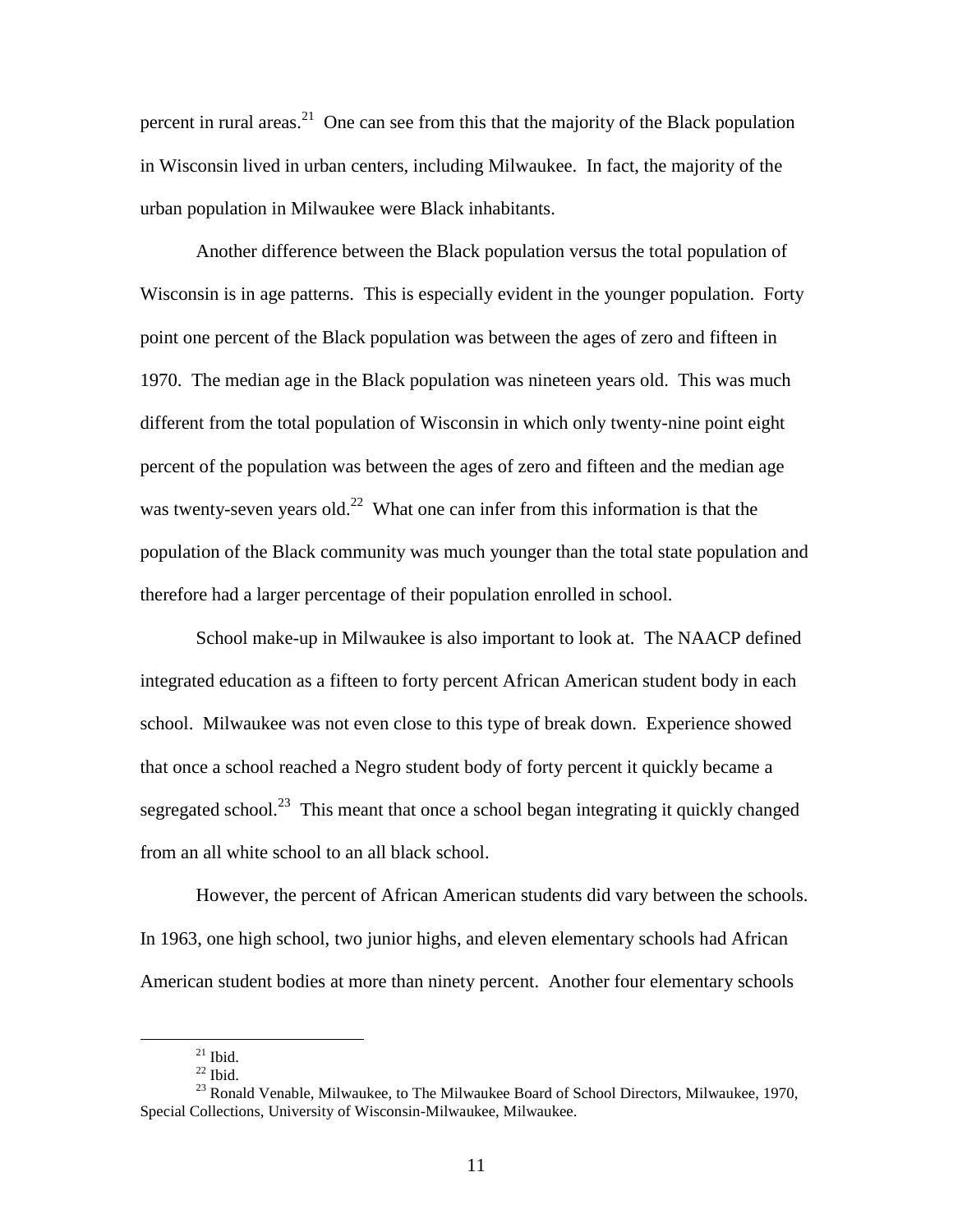percent in rural areas.[21] One can see from this that the majority of the Black population in Wisconsin lived in urban centers, including Milwaukee. In fact, the majority of the urban population in Milwaukee were Black inhabitants.

Another difference between the Black population versus the total population of Wisconsin is in age patterns. This is especially evident in the younger population. Forty point one percent of the Black population was between the ages of zero and fifteen in 1970. The median age in the Black population was nineteen years old. This was much different from the total population of Wisconsin in which only twenty-nine point eight percent of the population was between the ages of zero and fifteen and the median age was twenty-seven years old.[22] What one can infer from this information is that the population of the Black community was much younger than the total state population and therefore had a larger percentage of their population enrolled in school.

School make-up in Milwaukee is also important to look at. The NAACP defined integrated education as a fifteen to forty percent African American student body in each school. Milwaukee was not even close to this type of break down. Experience showed that once a school reached a Negro student body of forty percent it quickly became a segregated school.[23] This meant that once a school began integrating it quickly changed from an all white school to an all black school.

However, the percent of African American students did vary between the schools. In 1963, one high school, two junior highs, and eleven elementary schools had African American student bodies at more than ninety percent. Another four elementary schools

---

[21] Ibid.

[22] Ibid.

[23] Ronald Venable, Milwaukee, to The Milwaukee Board of School Directors, Milwaukee, 1970, Special Collections, University of Wisconsin-Milwaukee, Milwaukee.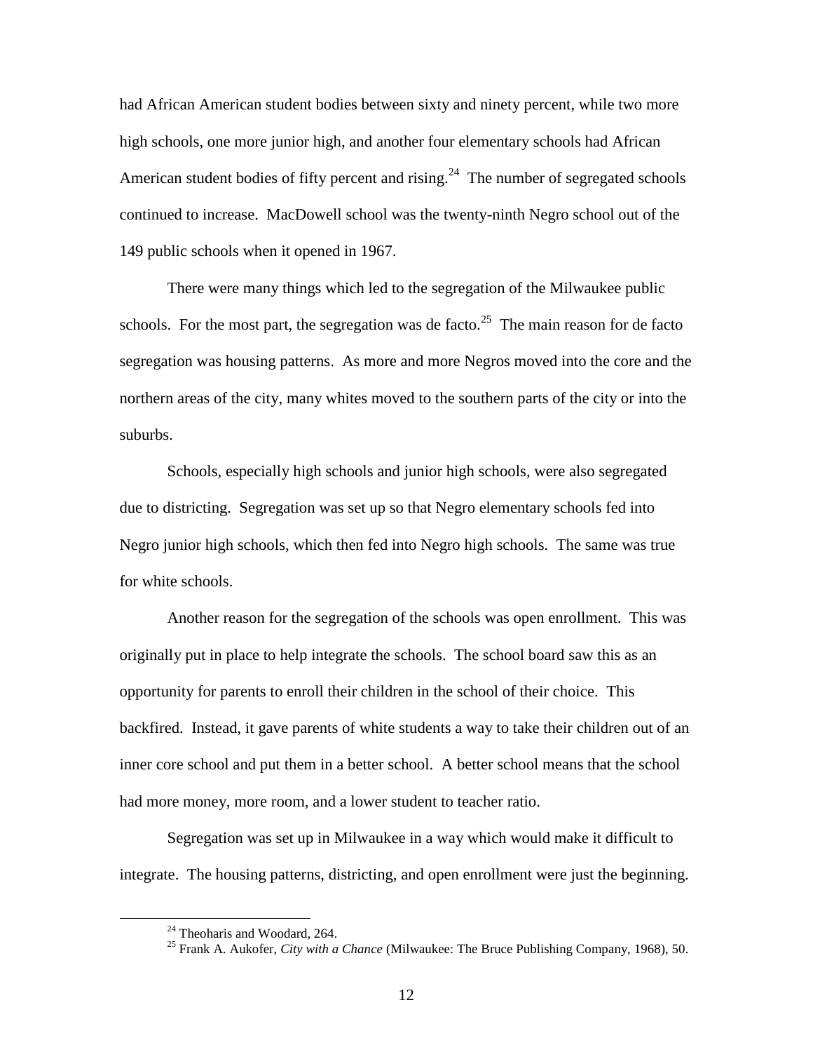had African American student bodies between sixty and ninety percent, while two more high schools, one more junior high, and another four elementary schools had African American student bodies of fifty percent and rising.[24] The number of segregated schools continued to increase. MacDowell school was the twenty-ninth Negro school out of the 149 public schools when it opened in 1967.

There were many things which led to the segregation of the Milwaukee public schools. For the most part, the segregation was de facto.[25] The main reason for de facto segregation was housing patterns. As more and more Negros moved into the core and the northern areas of the city, many whites moved to the southern parts of the city or into the suburbs.

Schools, especially high schools and junior high schools, were also segregated due to districting. Segregation was set up so that Negro elementary schools fed into Negro junior high schools, which then fed into Negro high schools. The same was true for white schools.

Another reason for the segregation of the schools was open enrollment. This was originally put in place to help integrate the schools. The school board saw this as an opportunity for parents to enroll their children in the school of their choice. This backfired. Instead, it gave parents of white students a way to take their children out of an inner core school and put them in a better school. A better school means that the school had more money, more room, and a lower student to teacher ratio.

Segregation was set up in Milwaukee in a way which would make it difficult to integrate. The housing patterns, districting, and open enrollment were just the beginning.

---

[24] Theoharis and Woodard, 264.

[25] Frank A. Aukofer, *City with a Chance* (Milwaukee: The Bruce Publishing Company, 1968), 50.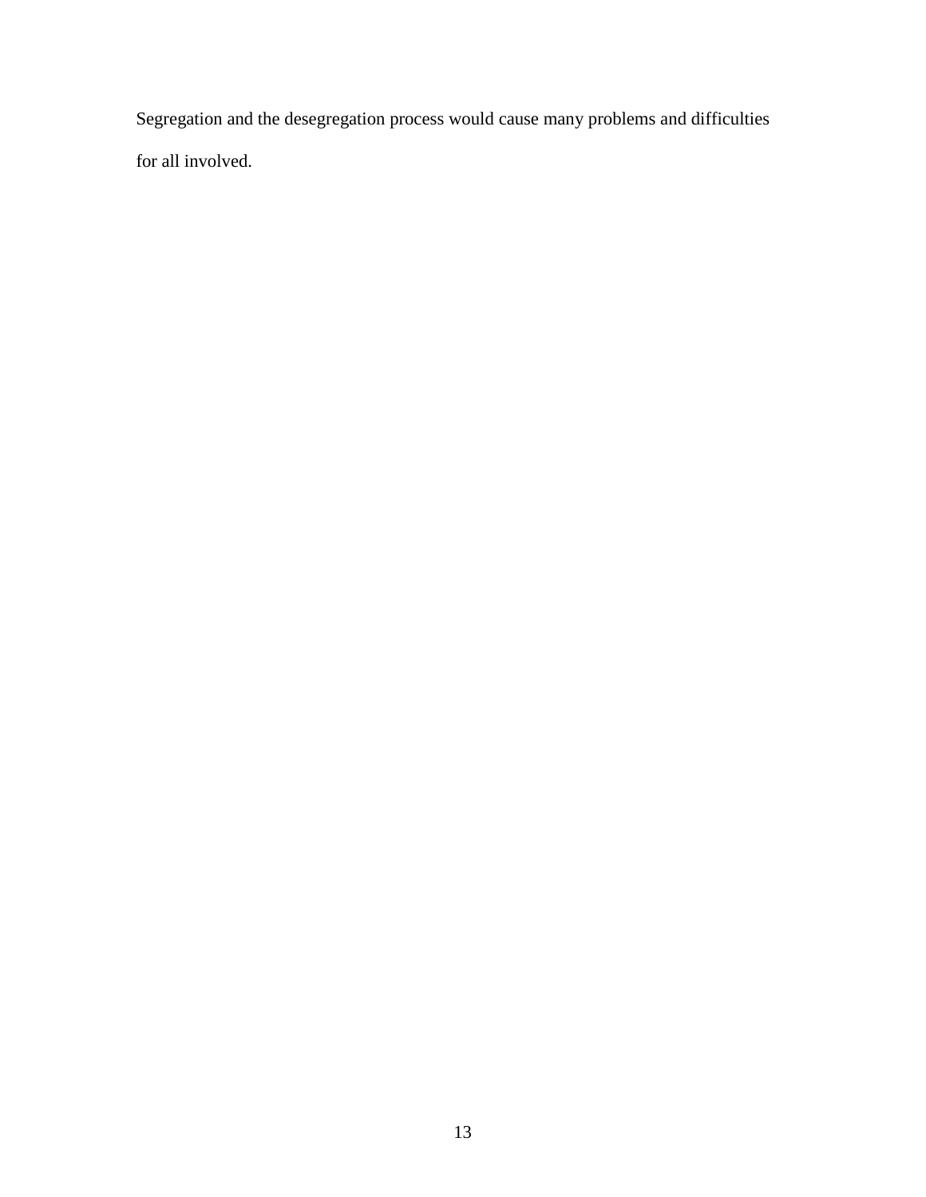Segregation and the desegregation process would cause many problems and difficulties for all involved.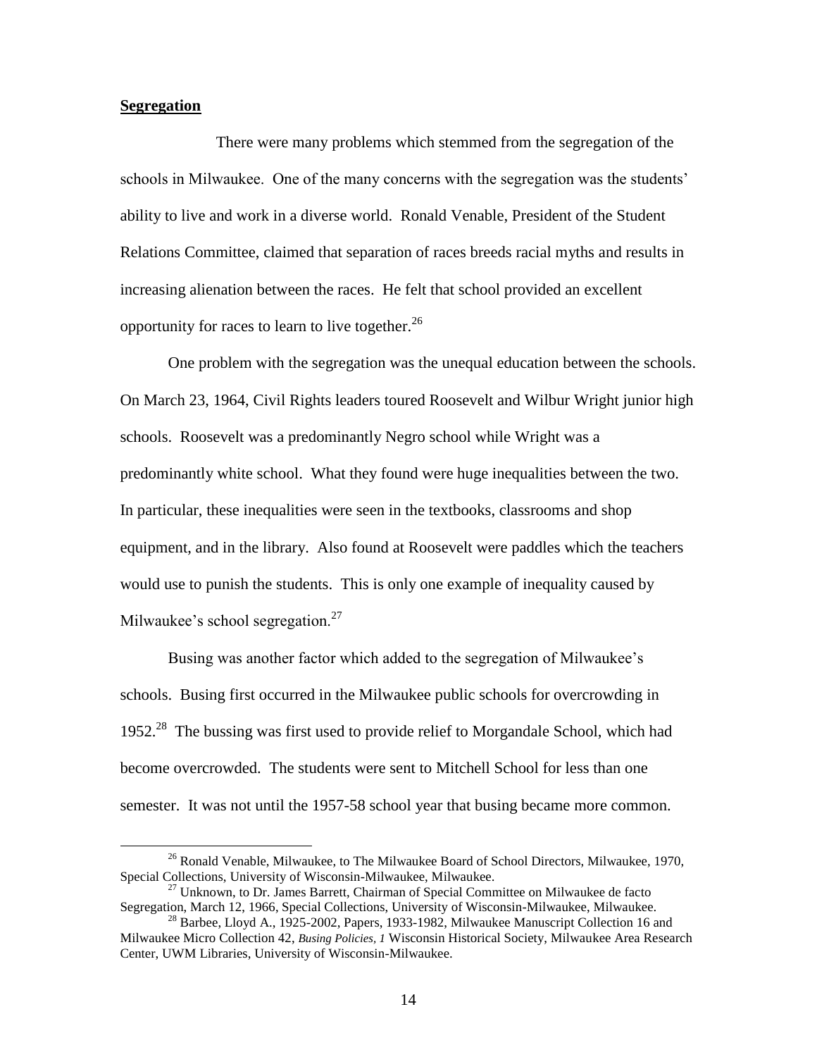**Segregation**

There were many problems which stemmed from the segregation of the schools in Milwaukee. One of the many concerns with the segregation was the students' ability to live and work in a diverse world. Ronald Venable, President of the Student Relations Committee, claimed that separation of races breeds racial myths and results in increasing alienation between the races. He felt that school provided an excellent opportunity for races to learn to live together.[26]

One problem with the segregation was the unequal education between the schools. On March 23, 1964, Civil Rights leaders toured Roosevelt and Wilbur Wright junior high schools. Roosevelt was a predominantly Negro school while Wright was a predominantly white school. What they found were huge inequalities between the two. In particular, these inequalities were seen in the textbooks, classrooms and shop equipment, and in the library. Also found at Roosevelt were paddles which the teachers would use to punish the students. This is only one example of inequality caused by Milwaukee's school segregation.[27]

Busing was another factor which added to the segregation of Milwaukee's schools. Busing first occurred in the Milwaukee public schools for overcrowding in 1952.[28] The bussing was first used to provide relief to Morgandale School, which had become overcrowded. The students were sent to Mitchell School for less than one semester. It was not until the 1957-58 school year that busing became more common.

---

[26] Ronald Venable, Milwaukee, to The Milwaukee Board of School Directors, Milwaukee, 1970, Special Collections, University of Wisconsin-Milwaukee, Milwaukee.

[27] Unknown, to Dr. James Barrett, Chairman of Special Committee on Milwaukee de facto Segregation, March 12, 1966, Special Collections, University of Wisconsin-Milwaukee, Milwaukee.

[28] Barbee, Lloyd A., 1925-2002, Papers, 1933-1982, Milwaukee Manuscript Collection 16 and Milwaukee Micro Collection 42, *Busing Policies, 1* Wisconsin Historical Society, Milwaukee Area Research Center, UWM Libraries, University of Wisconsin-Milwaukee.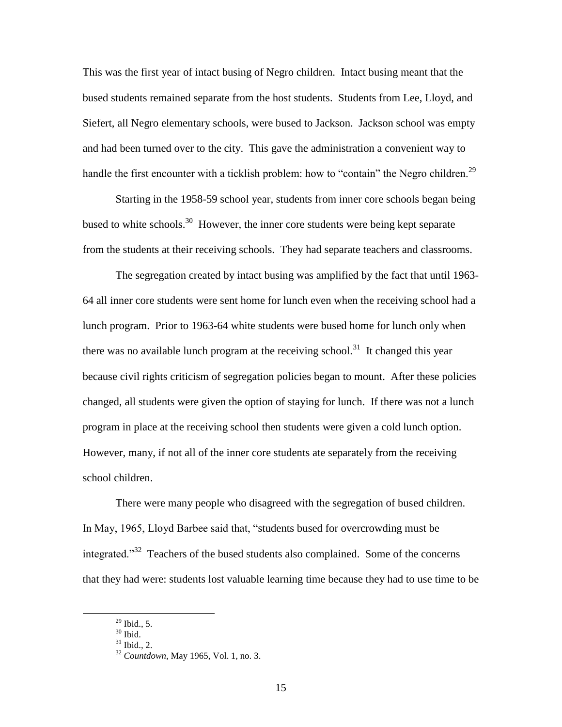This was the first year of intact busing of Negro children. Intact busing meant that the bused students remained separate from the host students. Students from Lee, Lloyd, and Siefert, all Negro elementary schools, were bused to Jackson. Jackson school was empty and had been turned over to the city. This gave the administration a convenient way to handle the first encounter with a ticklish problem: how to "contain" the Negro children.[29]

Starting in the 1958-59 school year, students from inner core schools began being bused to white schools.[30] However, the inner core students were being kept separate from the students at their receiving schools. They had separate teachers and classrooms.

The segregation created by intact busing was amplified by the fact that until 1963-64 all inner core students were sent home for lunch even when the receiving school had a lunch program. Prior to 1963-64 white students were bused home for lunch only when there was no available lunch program at the receiving school.[31] It changed this year because civil rights criticism of segregation policies began to mount. After these policies changed, all students were given the option of staying for lunch. If there was not a lunch program in place at the receiving school then students were given a cold lunch option. However, many, if not all of the inner core students ate separately from the receiving school children.

There were many people who disagreed with the segregation of bused children. In May, 1965, Lloyd Barbee said that, "students bused for overcrowding must be integrated."[32] Teachers of the bused students also complained. Some of the concerns that they had were: students lost valuable learning time because they had to use time to be

---

[29] Ibid., 5.

[30] Ibid.

[31] Ibid., 2.

[32] *Countdown*, May 1965, Vol. 1, no. 3.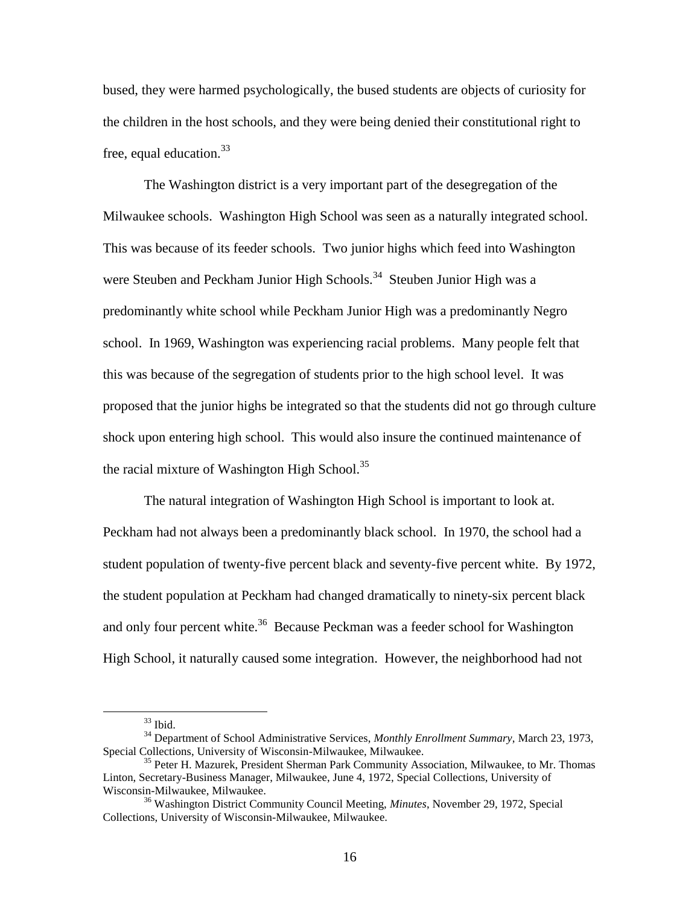bused, they were harmed psychologically, the bused students are objects of curiosity for the children in the host schools, and they were being denied their constitutional right to free, equal education.[33]

The Washington district is a very important part of the desegregation of the Milwaukee schools. Washington High School was seen as a naturally integrated school. This was because of its feeder schools. Two junior highs which feed into Washington were Steuben and Peckham Junior High Schools.[34] Steuben Junior High was a predominantly white school while Peckham Junior High was a predominantly Negro school. In 1969, Washington was experiencing racial problems. Many people felt that this was because of the segregation of students prior to the high school level. It was proposed that the junior highs be integrated so that the students did not go through culture shock upon entering high school. This would also insure the continued maintenance of the racial mixture of Washington High School.[35]

The natural integration of Washington High School is important to look at. Peckham had not always been a predominantly black school. In 1970, the school had a student population of twenty-five percent black and seventy-five percent white. By 1972, the student population at Peckham had changed dramatically to ninety-six percent black and only four percent white.[36] Because Peckman was a feeder school for Washington High School, it naturally caused some integration. However, the neighborhood had not

---

[33] Ibid.

[34] Department of School Administrative Services, *Monthly Enrollment Summary*, March 23, 1973, Special Collections, University of Wisconsin-Milwaukee, Milwaukee.

[35] Peter H. Mazurek, President Sherman Park Community Association, Milwaukee, to Mr. Thomas Linton, Secretary-Business Manager, Milwaukee, June 4, 1972, Special Collections, University of Wisconsin-Milwaukee, Milwaukee.

[36] Washington District Community Council Meeting, *Minutes*, November 29, 1972, Special Collections, University of Wisconsin-Milwaukee, Milwaukee.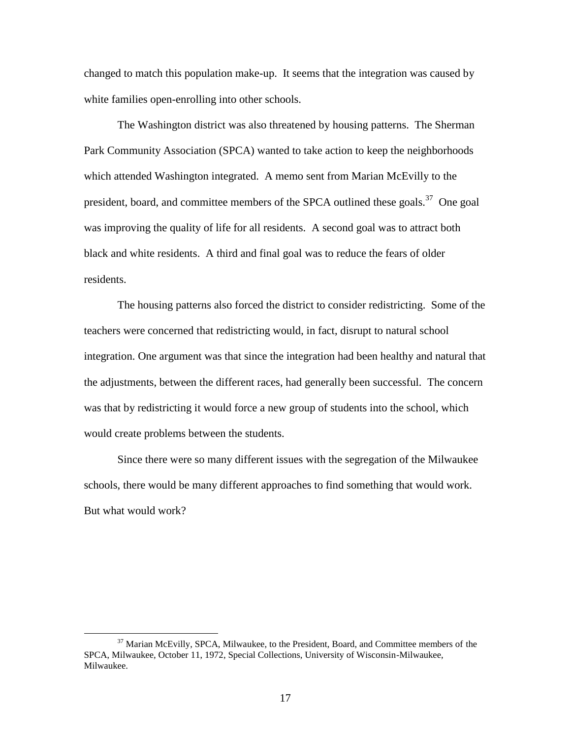changed to match this population make-up. It seems that the integration was caused by white families open-enrolling into other schools.

The Washington district was also threatened by housing patterns. The Sherman Park Community Association (SPCA) wanted to take action to keep the neighborhoods which attended Washington integrated. A memo sent from Marian McEvilly to the president, board, and committee members of the SPCA outlined these goals.[37] One goal was improving the quality of life for all residents. A second goal was to attract both black and white residents. A third and final goal was to reduce the fears of older residents.

The housing patterns also forced the district to consider redistricting. Some of the teachers were concerned that redistricting would, in fact, disrupt to natural school integration. One argument was that since the integration had been healthy and natural that the adjustments, between the different races, had generally been successful. The concern was that by redistricting it would force a new group of students into the school, which would create problems between the students.

Since there were so many different issues with the segregation of the Milwaukee schools, there would be many different approaches to find something that would work. But what would work?

---

[37] Marian McEvilly, SPCA, Milwaukee, to the President, Board, and Committee members of the SPCA, Milwaukee, October 11, 1972, Special Collections, University of Wisconsin-Milwaukee, Milwaukee.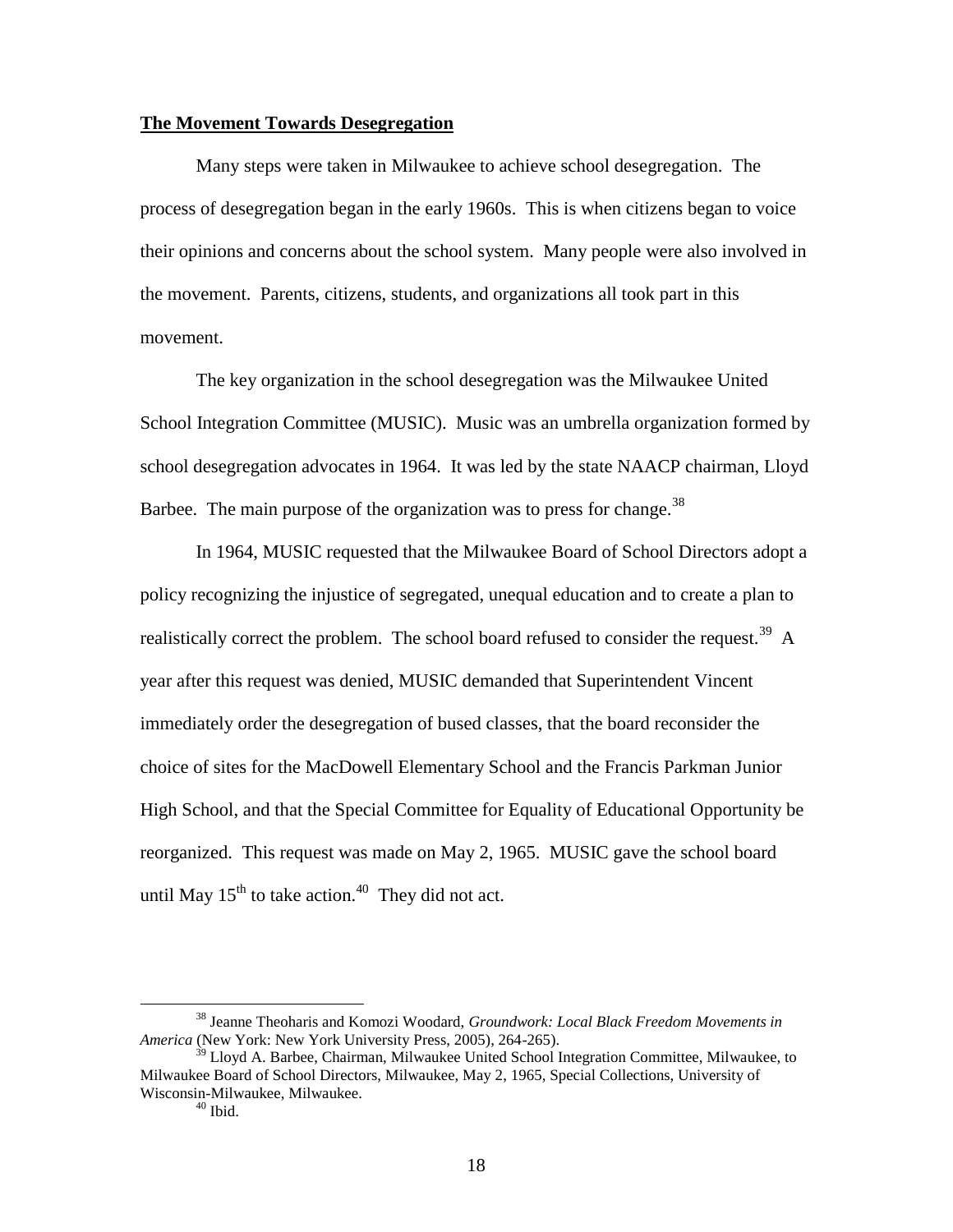**The Movement Towards Desegregation**

Many steps were taken in Milwaukee to achieve school desegregation. The process of desegregation began in the early 1960s. This is when citizens began to voice their opinions and concerns about the school system. Many people were also involved in the movement. Parents, citizens, students, and organizations all took part in this movement.

The key organization in the school desegregation was the Milwaukee United School Integration Committee (MUSIC). Music was an umbrella organization formed by school desegregation advocates in 1964. It was led by the state NAACP chairman, Lloyd Barbee. The main purpose of the organization was to press for change.[38]

In 1964, MUSIC requested that the Milwaukee Board of School Directors adopt a policy recognizing the injustice of segregated, unequal education and to create a plan to realistically correct the problem. The school board refused to consider the request.[39] A year after this request was denied, MUSIC demanded that Superintendent Vincent immediately order the desegregation of bused classes, that the board reconsider the choice of sites for the MacDowell Elementary School and the Francis Parkman Junior High School, and that the Special Committee for Equality of Educational Opportunity be reorganized. This request was made on May 2, 1965. MUSIC gave the school board until May 15th to take action.[40] They did not act.

---

[38] Jeanne Theoharis and Komozi Woodard, *Groundwork: Local Black Freedom Movements in America* (New York: New York University Press, 2005), 264-265).

[39] Lloyd A. Barbee, Chairman, Milwaukee United School Integration Committee, Milwaukee, to Milwaukee Board of School Directors, Milwaukee, May 2, 1965, Special Collections, University of Wisconsin-Milwaukee, Milwaukee.

[40] Ibid.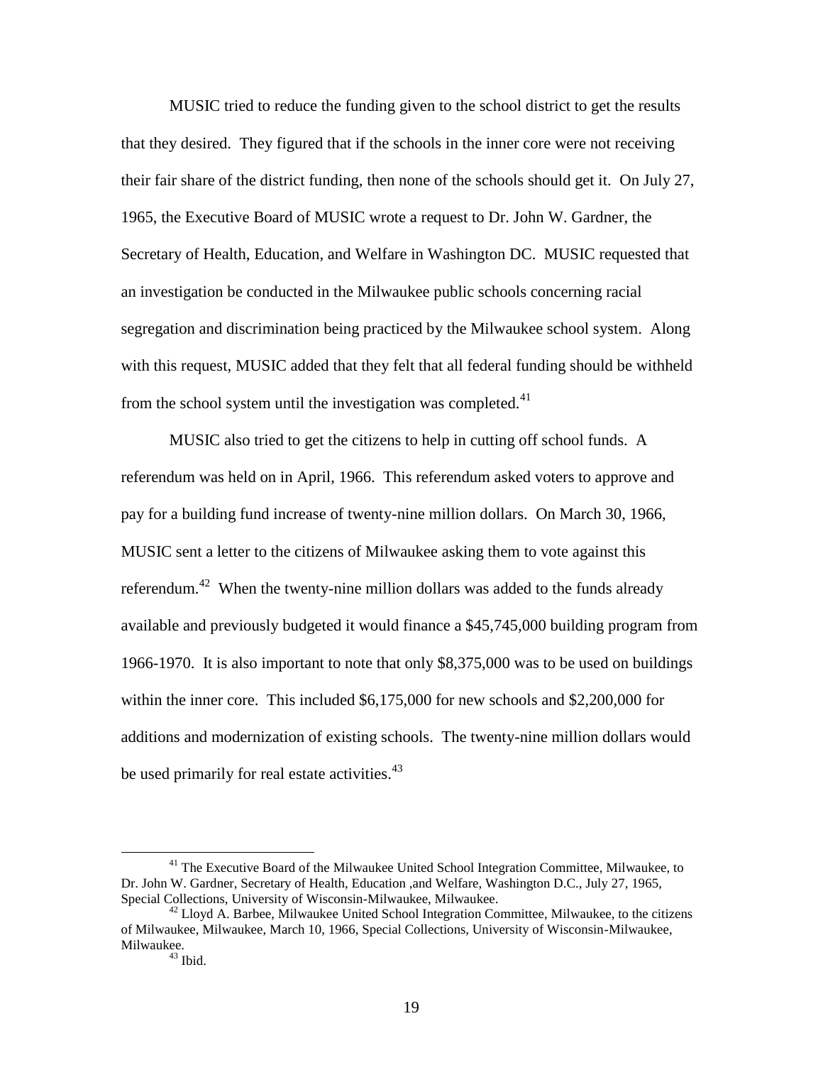MUSIC tried to reduce the funding given to the school district to get the results that they desired. They figured that if the schools in the inner core were not receiving their fair share of the district funding, then none of the schools should get it. On July 27, 1965, the Executive Board of MUSIC wrote a request to Dr. John W. Gardner, the Secretary of Health, Education, and Welfare in Washington DC. MUSIC requested that an investigation be conducted in the Milwaukee public schools concerning racial segregation and discrimination being practiced by the Milwaukee school system. Along with this request, MUSIC added that they felt that all federal funding should be withheld from the school system until the investigation was completed.[41]

MUSIC also tried to get the citizens to help in cutting off school funds. A referendum was held on in April, 1966. This referendum asked voters to approve and pay for a building fund increase of twenty-nine million dollars. On March 30, 1966, MUSIC sent a letter to the citizens of Milwaukee asking them to vote against this referendum.[42] When the twenty-nine million dollars was added to the funds already available and previously budgeted it would finance a $45,745,000 building program from 1966-1970. It is also important to note that only $8,375,000 was to be used on buildings within the inner core. This included $6,175,000 for new schools and $2,200,000 for additions and modernization of existing schools. The twenty-nine million dollars would be used primarily for real estate activities.[43]

---

[41] The Executive Board of the Milwaukee United School Integration Committee, Milwaukee, to Dr. John W. Gardner, Secretary of Health, Education ,and Welfare, Washington D.C., July 27, 1965, Special Collections, University of Wisconsin-Milwaukee, Milwaukee.

[42] Lloyd A. Barbee, Milwaukee United School Integration Committee, Milwaukee, to the citizens of Milwaukee, Milwaukee, March 10, 1966, Special Collections, University of Wisconsin-Milwaukee, Milwaukee.

[43] Ibid.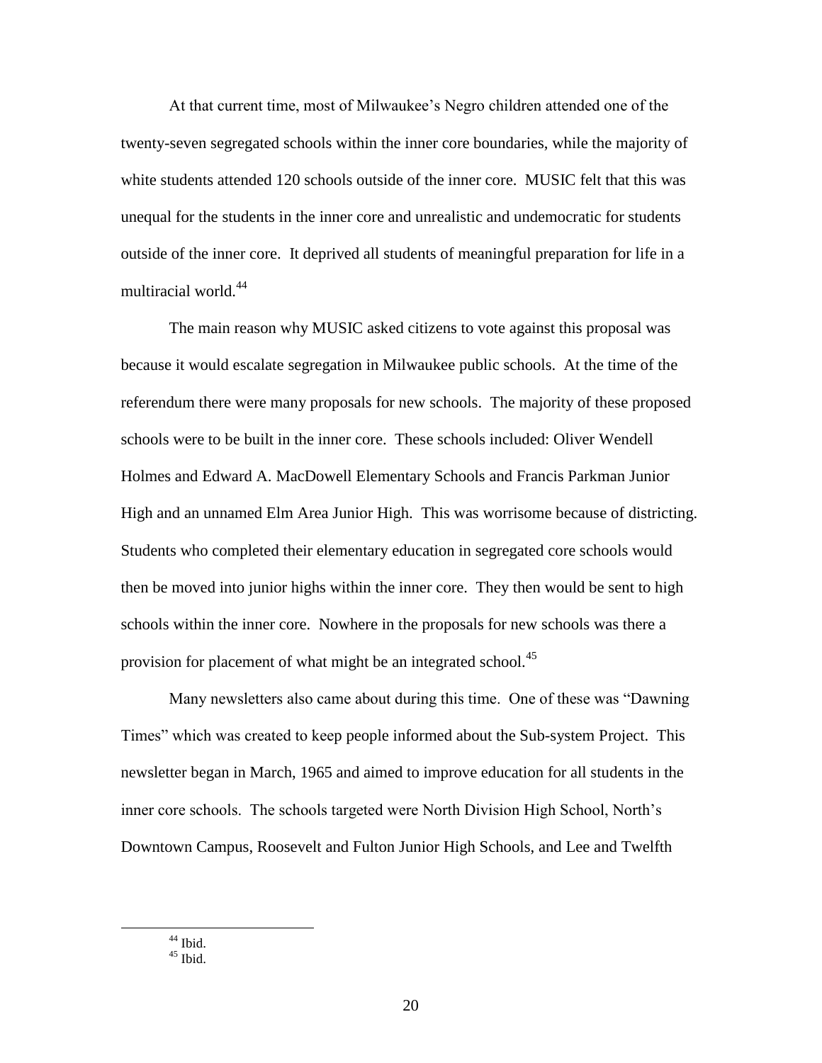At that current time, most of Milwaukee's Negro children attended one of the twenty-seven segregated schools within the inner core boundaries, while the majority of white students attended 120 schools outside of the inner core. MUSIC felt that this was unequal for the students in the inner core and unrealistic and undemocratic for students outside of the inner core. It deprived all students of meaningful preparation for life in a multiracial world.[44]

The main reason why MUSIC asked citizens to vote against this proposal was because it would escalate segregation in Milwaukee public schools. At the time of the referendum there were many proposals for new schools. The majority of these proposed schools were to be built in the inner core. These schools included: Oliver Wendell Holmes and Edward A. MacDowell Elementary Schools and Francis Parkman Junior High and an unnamed Elm Area Junior High. This was worrisome because of districting. Students who completed their elementary education in segregated core schools would then be moved into junior highs within the inner core. They then would be sent to high schools within the inner core. Nowhere in the proposals for new schools was there a provision for placement of what might be an integrated school.[45]

Many newsletters also came about during this time. One of these was "Dawning Times" which was created to keep people informed about the Sub-system Project. This newsletter began in March, 1965 and aimed to improve education for all students in the inner core schools. The schools targeted were North Division High School, North's Downtown Campus, Roosevelt and Fulton Junior High Schools, and Lee and Twelfth

[44] Ibid.

[45] Ibid.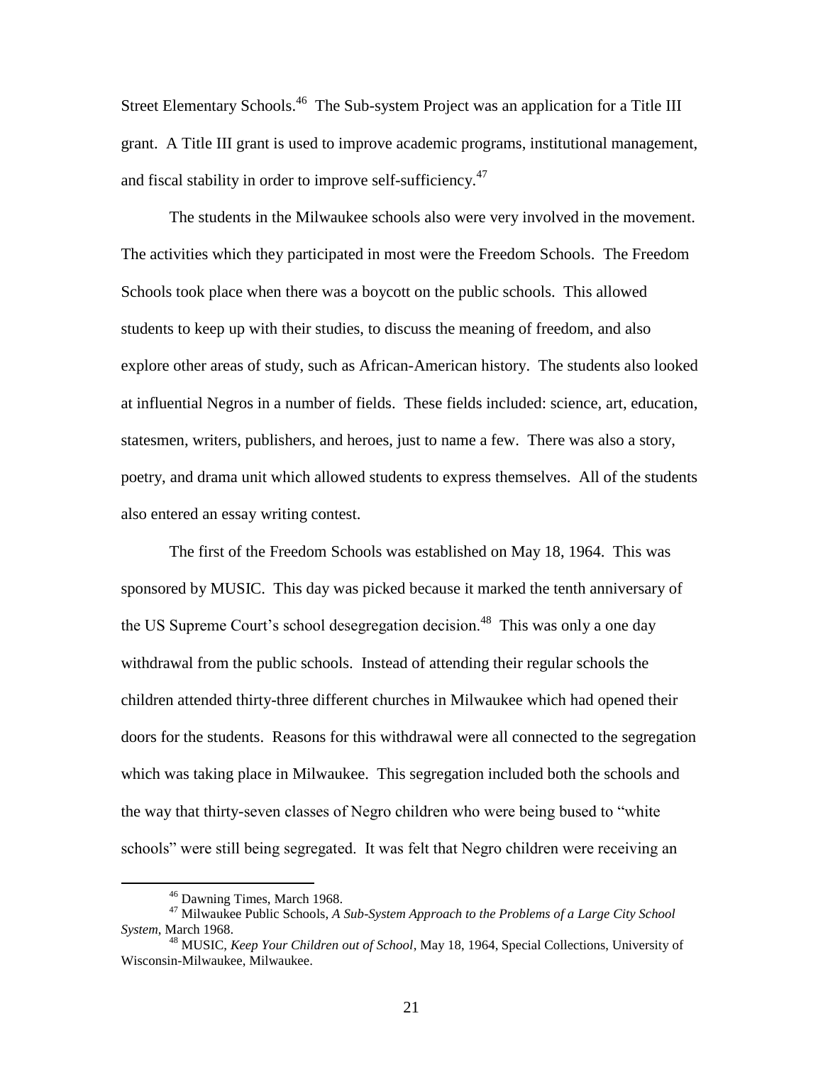Street Elementary Schools.[46] The Sub-system Project was an application for a Title III grant. A Title III grant is used to improve academic programs, institutional management, and fiscal stability in order to improve self-sufficiency.[47]

The students in the Milwaukee schools also were very involved in the movement. The activities which they participated in most were the Freedom Schools. The Freedom Schools took place when there was a boycott on the public schools. This allowed students to keep up with their studies, to discuss the meaning of freedom, and also explore other areas of study, such as African-American history. The students also looked at influential Negros in a number of fields. These fields included: science, art, education, statesmen, writers, publishers, and heroes, just to name a few. There was also a story, poetry, and drama unit which allowed students to express themselves. All of the students also entered an essay writing contest.

The first of the Freedom Schools was established on May 18, 1964. This was sponsored by MUSIC. This day was picked because it marked the tenth anniversary of the US Supreme Court's school desegregation decision.[48] This was only a one day withdrawal from the public schools. Instead of attending their regular schools the children attended thirty-three different churches in Milwaukee which had opened their doors for the students. Reasons for this withdrawal were all connected to the segregation which was taking place in Milwaukee. This segregation included both the schools and the way that thirty-seven classes of Negro children who were being bused to "white schools" were still being segregated. It was felt that Negro children were receiving an

---

[46] Dawning Times, March 1968.

[47] Milwaukee Public Schools, *A Sub-System Approach to the Problems of a Large City School System*, March 1968.

[48] MUSIC, *Keep Your Children out of School*, May 18, 1964, Special Collections, University of Wisconsin-Milwaukee, Milwaukee.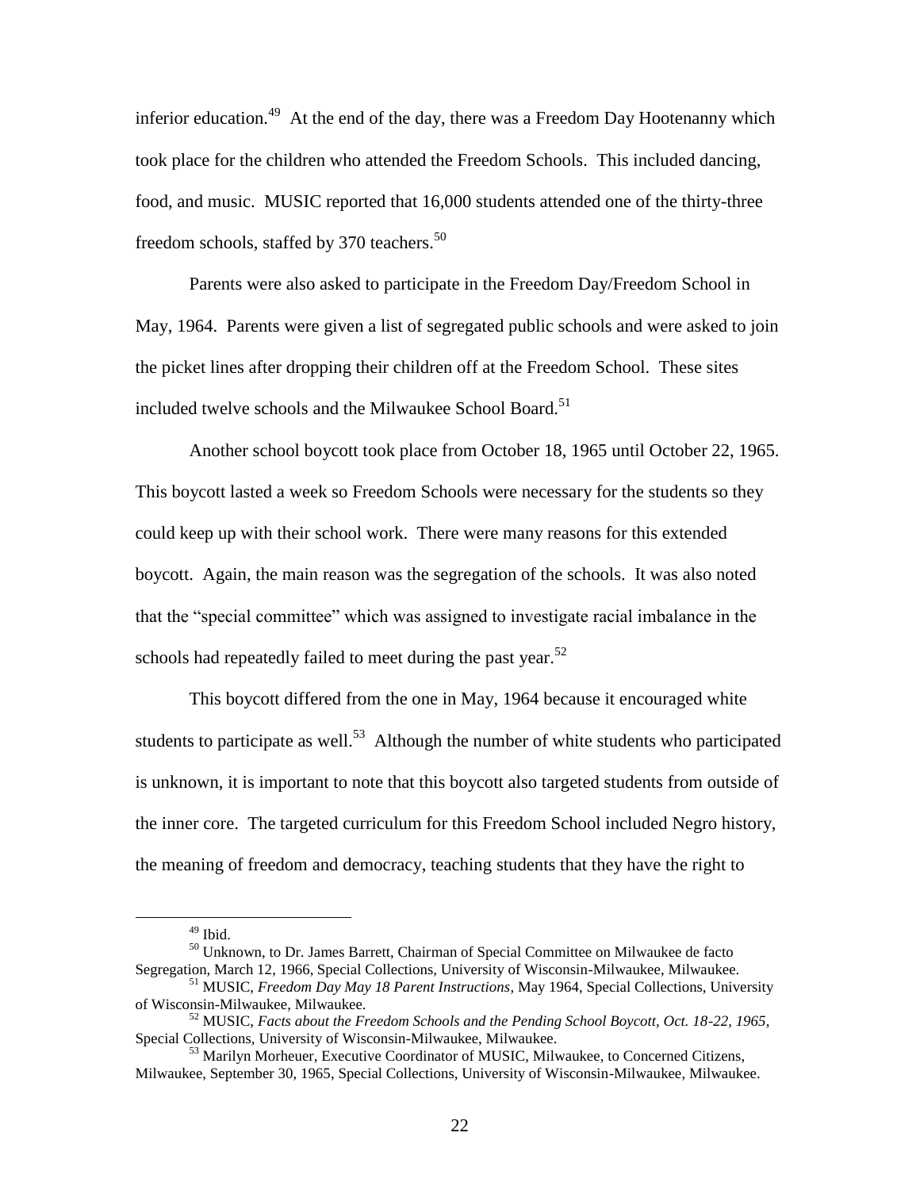inferior education.[49] At the end of the day, there was a Freedom Day Hootenanny which took place for the children who attended the Freedom Schools. This included dancing, food, and music. MUSIC reported that 16,000 students attended one of the thirty-three freedom schools, staffed by 370 teachers.[50]

Parents were also asked to participate in the Freedom Day/Freedom School in May, 1964. Parents were given a list of segregated public schools and were asked to join the picket lines after dropping their children off at the Freedom School. These sites included twelve schools and the Milwaukee School Board.[51]

Another school boycott took place from October 18, 1965 until October 22, 1965. This boycott lasted a week so Freedom Schools were necessary for the students so they could keep up with their school work. There were many reasons for this extended boycott. Again, the main reason was the segregation of the schools. It was also noted that the "special committee" which was assigned to investigate racial imbalance in the schools had repeatedly failed to meet during the past year.[52]

This boycott differed from the one in May, 1964 because it encouraged white students to participate as well.[53] Although the number of white students who participated is unknown, it is important to note that this boycott also targeted students from outside of the inner core. The targeted curriculum for this Freedom School included Negro history, the meaning of freedom and democracy, teaching students that they have the right to

---

[49] Ibid.

[50] Unknown, to Dr. James Barrett, Chairman of Special Committee on Milwaukee de facto Segregation, March 12, 1966, Special Collections, University of Wisconsin-Milwaukee, Milwaukee.

[51] MUSIC, *Freedom Day May 18 Parent Instructions*, May 1964, Special Collections, University of Wisconsin-Milwaukee, Milwaukee.

[52] MUSIC, *Facts about the Freedom Schools and the Pending School Boycott, Oct. 18-22, 1965*, Special Collections, University of Wisconsin-Milwaukee, Milwaukee.

[53] Marilyn Morheuer, Executive Coordinator of MUSIC, Milwaukee, to Concerned Citizens, Milwaukee, September 30, 1965, Special Collections, University of Wisconsin-Milwaukee, Milwaukee.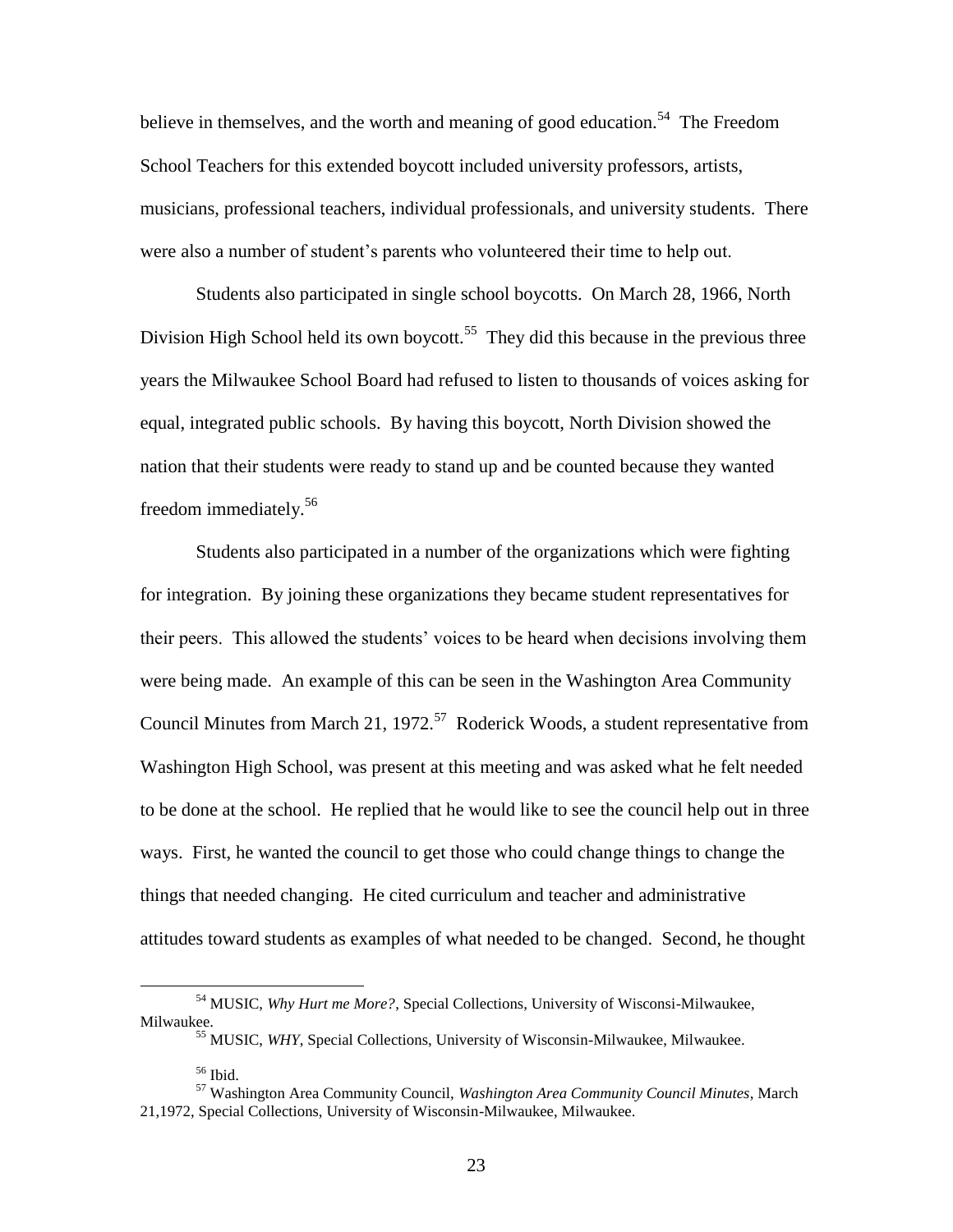believe in themselves, and the worth and meaning of good education.[54] The Freedom School Teachers for this extended boycott included university professors, artists, musicians, professional teachers, individual professionals, and university students. There were also a number of student's parents who volunteered their time to help out.

Students also participated in single school boycotts. On March 28, 1966, North Division High School held its own boycott.[55] They did this because in the previous three years the Milwaukee School Board had refused to listen to thousands of voices asking for equal, integrated public schools. By having this boycott, North Division showed the nation that their students were ready to stand up and be counted because they wanted freedom immediately.[56]

Students also participated in a number of the organizations which were fighting for integration. By joining these organizations they became student representatives for their peers. This allowed the students' voices to be heard when decisions involving them were being made. An example of this can be seen in the Washington Area Community Council Minutes from March 21, 1972.[57] Roderick Woods, a student representative from Washington High School, was present at this meeting and was asked what he felt needed to be done at the school. He replied that he would like to see the council help out in three ways. First, he wanted the council to get those who could change things to change the things that needed changing. He cited curriculum and teacher and administrative attitudes toward students as examples of what needed to be changed. Second, he thought

---

[54] MUSIC, *Why Hurt me More?*, Special Collections, University of Wisconsi-Milwaukee, Milwaukee.

[55] MUSIC, *WHY*, Special Collections, University of Wisconsin-Milwaukee, Milwaukee.

[56] Ibid.

[57] Washington Area Community Council, *Washington Area Community Council Minutes*, March 21,1972, Special Collections, University of Wisconsin-Milwaukee, Milwaukee.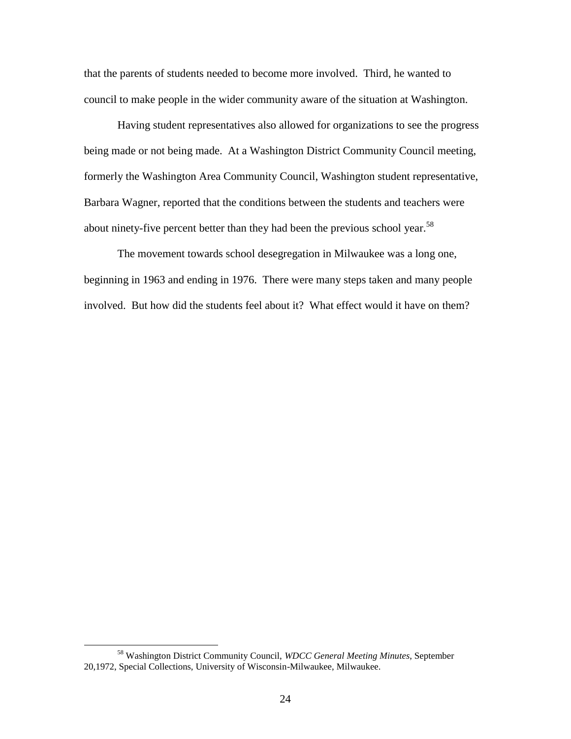that the parents of students needed to become more involved. Third, he wanted to council to make people in the wider community aware of the situation at Washington.

Having student representatives also allowed for organizations to see the progress being made or not being made. At a Washington District Community Council meeting, formerly the Washington Area Community Council, Washington student representative, Barbara Wagner, reported that the conditions between the students and teachers were about ninety-five percent better than they had been the previous school year.[58]

The movement towards school desegregation in Milwaukee was a long one, beginning in 1963 and ending in 1976. There were many steps taken and many people involved. But how did the students feel about it? What effect would it have on them?

---

[58] Washington District Community Council, *WDCC General Meeting Minutes*, September 20,1972, Special Collections, University of Wisconsin-Milwaukee, Milwaukee.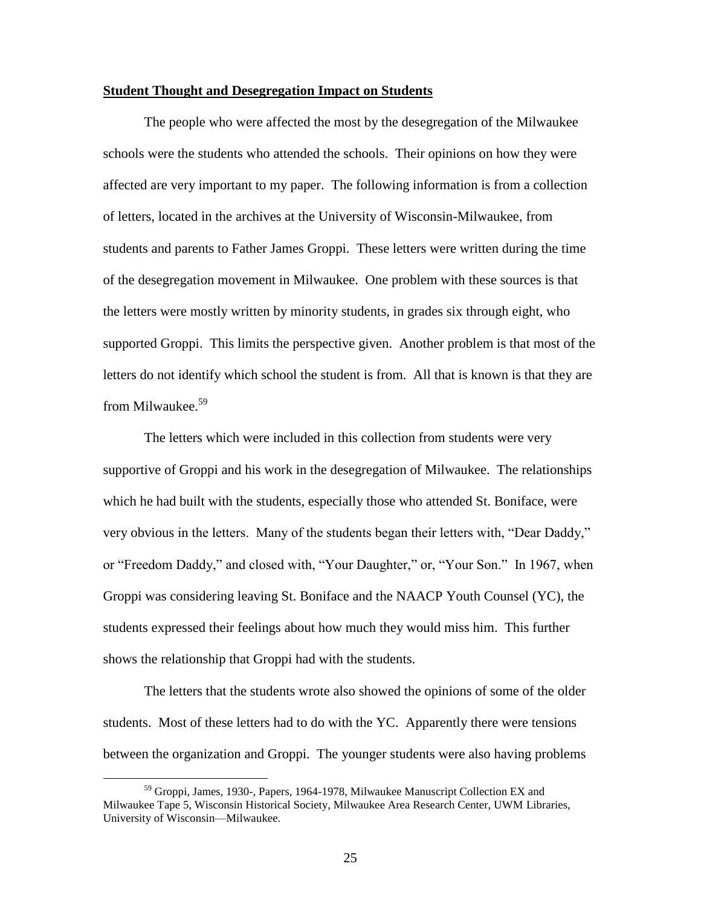**Student Thought and Desegregation Impact on Students**

The people who were affected the most by the desegregation of the Milwaukee schools were the students who attended the schools. Their opinions on how they were affected are very important to my paper. The following information is from a collection of letters, located in the archives at the University of Wisconsin-Milwaukee, from students and parents to Father James Groppi. These letters were written during the time of the desegregation movement in Milwaukee. One problem with these sources is that the letters were mostly written by minority students, in grades six through eight, who supported Groppi. This limits the perspective given. Another problem is that most of the letters do not identify which school the student is from. All that is known is that they are from Milwaukee.[59]

The letters which were included in this collection from students were very supportive of Groppi and his work in the desegregation of Milwaukee. The relationships which he had built with the students, especially those who attended St. Boniface, were very obvious in the letters. Many of the students began their letters with, "Dear Daddy," or "Freedom Daddy," and closed with, "Your Daughter," or, "Your Son." In 1967, when Groppi was considering leaving St. Boniface and the NAACP Youth Counsel (YC), the students expressed their feelings about how much they would miss him. This further shows the relationship that Groppi had with the students.

The letters that the students wrote also showed the opinions of some of the older students. Most of these letters had to do with the YC. Apparently there were tensions between the organization and Groppi. The younger students were also having problems

[59] Groppi, James, 1930-, Papers, 1964-1978, Milwaukee Manuscript Collection EX and Milwaukee Tape 5, Wisconsin Historical Society, Milwaukee Area Research Center, UWM Libraries, University of Wisconsin—Milwaukee.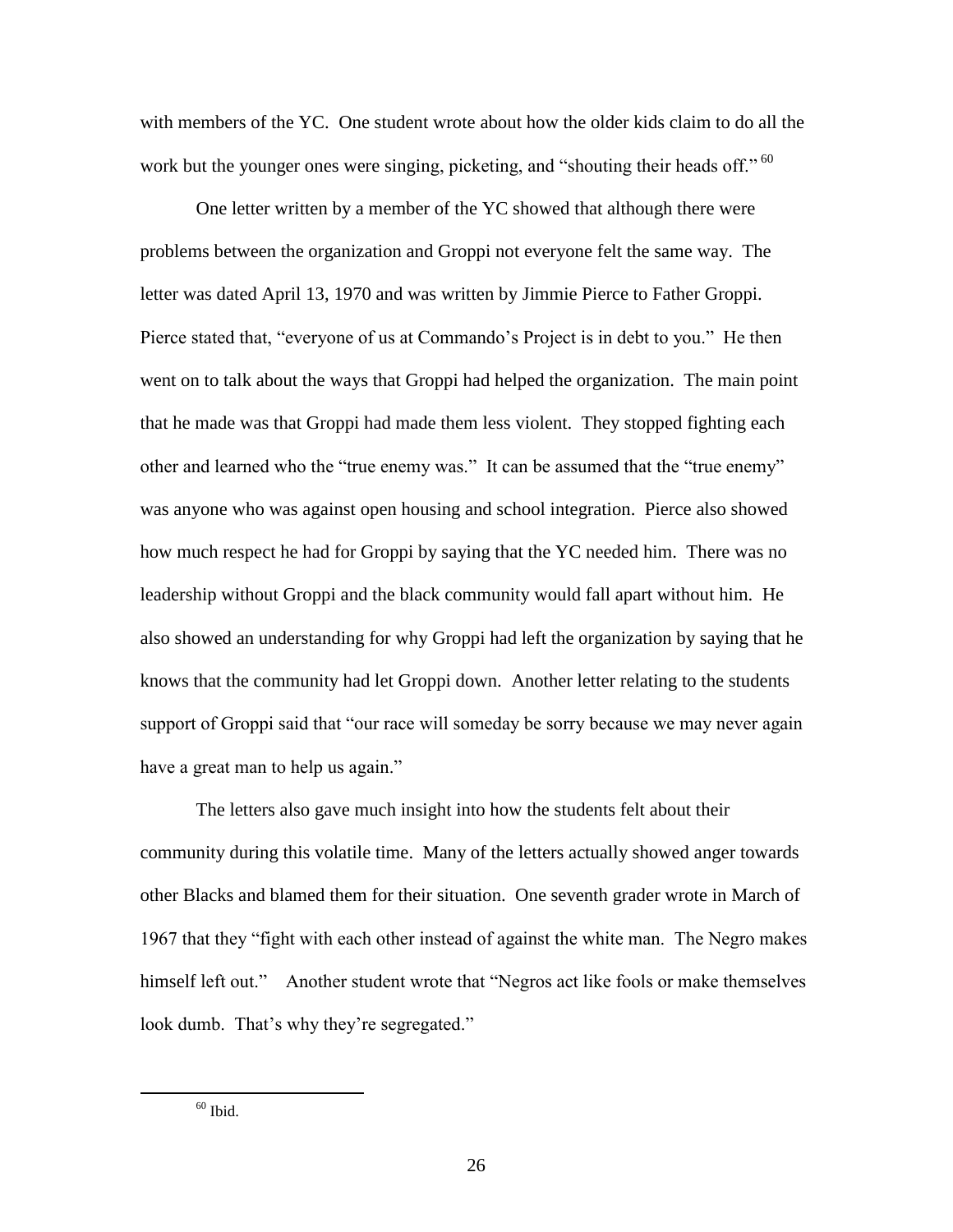with members of the YC. One student wrote about how the older kids claim to do all the work but the younger ones were singing, picketing, and "shouting their heads off."[60]

One letter written by a member of the YC showed that although there were problems between the organization and Groppi not everyone felt the same way. The letter was dated April 13, 1970 and was written by Jimmie Pierce to Father Groppi. Pierce stated that, "everyone of us at Commando's Project is in debt to you." He then went on to talk about the ways that Groppi had helped the organization. The main point that he made was that Groppi had made them less violent. They stopped fighting each other and learned who the "true enemy was." It can be assumed that the "true enemy" was anyone who was against open housing and school integration. Pierce also showed how much respect he had for Groppi by saying that the YC needed him. There was no leadership without Groppi and the black community would fall apart without him. He also showed an understanding for why Groppi had left the organization by saying that he knows that the community had let Groppi down. Another letter relating to the students support of Groppi said that "our race will someday be sorry because we may never again have a great man to help us again."

The letters also gave much insight into how the students felt about their community during this volatile time. Many of the letters actually showed anger towards other Blacks and blamed them for their situation. One seventh grader wrote in March of 1967 that they "fight with each other instead of against the white man. The Negro makes himself left out." Another student wrote that "Negros act like fools or make themselves look dumb. That's why they're segregated."

---

[60] Ibid.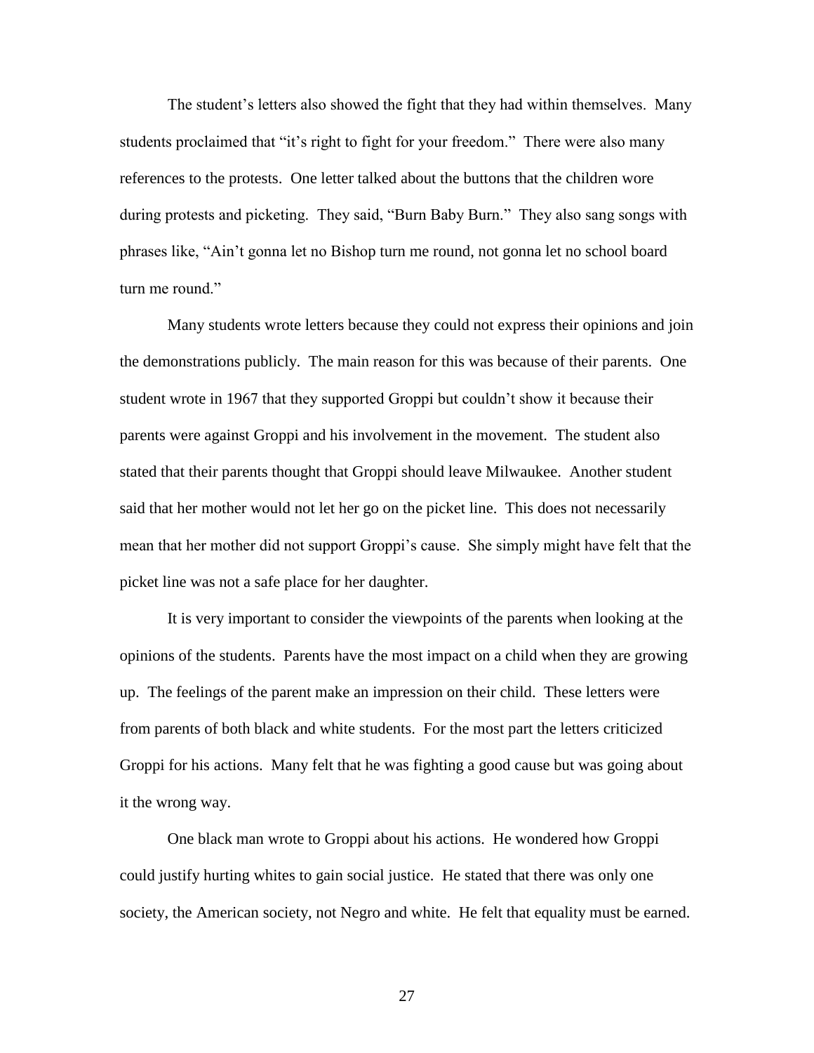The student's letters also showed the fight that they had within themselves. Many students proclaimed that "it's right to fight for your freedom." There were also many references to the protests. One letter talked about the buttons that the children wore during protests and picketing. They said, "Burn Baby Burn." They also sang songs with phrases like, "Ain't gonna let no Bishop turn me round, not gonna let no school board turn me round."

Many students wrote letters because they could not express their opinions and join the demonstrations publicly. The main reason for this was because of their parents. One student wrote in 1967 that they supported Groppi but couldn't show it because their parents were against Groppi and his involvement in the movement. The student also stated that their parents thought that Groppi should leave Milwaukee. Another student said that her mother would not let her go on the picket line. This does not necessarily mean that her mother did not support Groppi's cause. She simply might have felt that the picket line was not a safe place for her daughter.

It is very important to consider the viewpoints of the parents when looking at the opinions of the students. Parents have the most impact on a child when they are growing up. The feelings of the parent make an impression on their child. These letters were from parents of both black and white students. For the most part the letters criticized Groppi for his actions. Many felt that he was fighting a good cause but was going about it the wrong way.

One black man wrote to Groppi about his actions. He wondered how Groppi could justify hurting whites to gain social justice. He stated that there was only one society, the American society, not Negro and white. He felt that equality must be earned.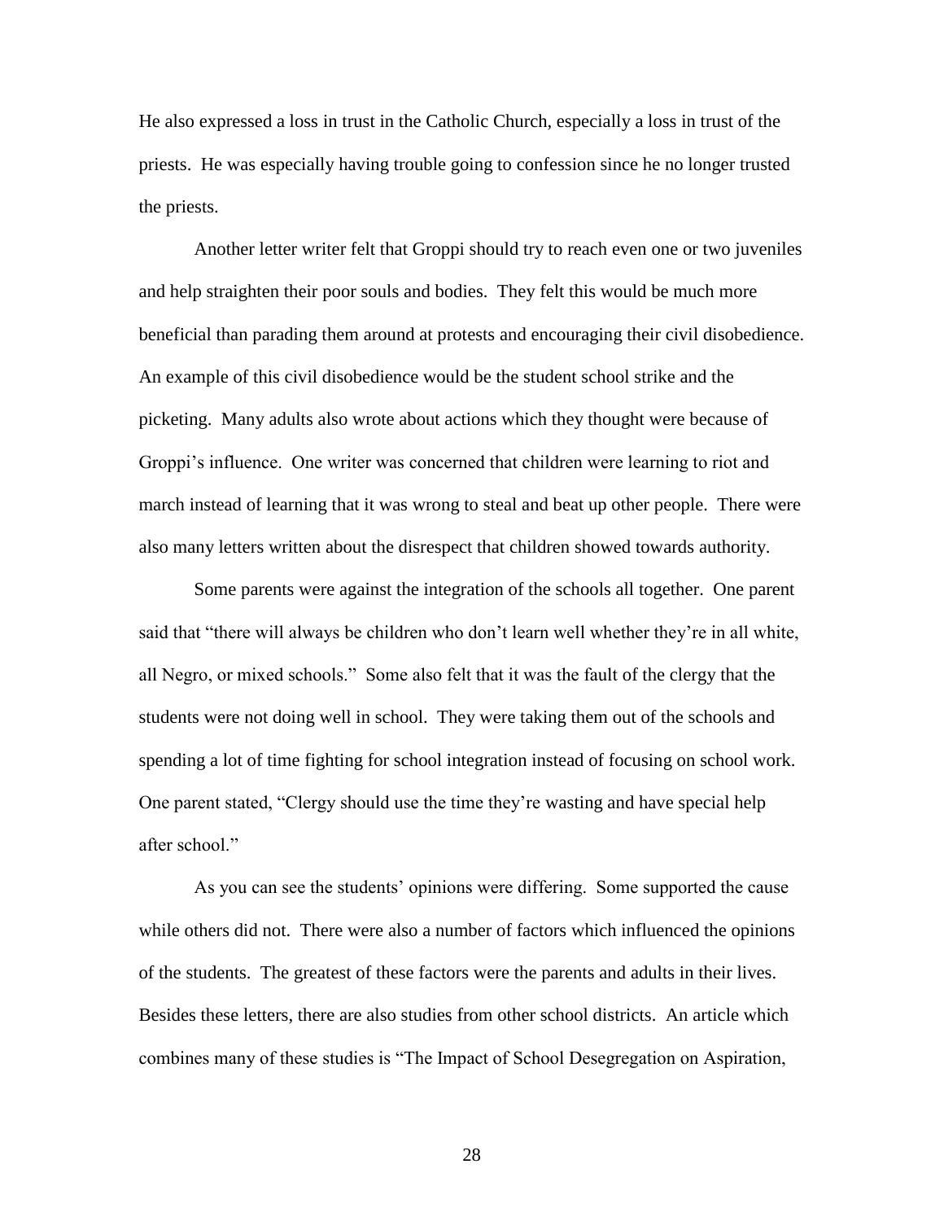He also expressed a loss in trust in the Catholic Church, especially a loss in trust of the priests. He was especially having trouble going to confession since he no longer trusted the priests.

Another letter writer felt that Groppi should try to reach even one or two juveniles and help straighten their poor souls and bodies. They felt this would be much more beneficial than parading them around at protests and encouraging their civil disobedience. An example of this civil disobedience would be the student school strike and the picketing. Many adults also wrote about actions which they thought were because of Groppi's influence. One writer was concerned that children were learning to riot and march instead of learning that it was wrong to steal and beat up other people. There were also many letters written about the disrespect that children showed towards authority.

Some parents were against the integration of the schools all together. One parent said that "there will always be children who don't learn well whether they're in all white, all Negro, or mixed schools." Some also felt that it was the fault of the clergy that the students were not doing well in school. They were taking them out of the schools and spending a lot of time fighting for school integration instead of focusing on school work. One parent stated, "Clergy should use the time they're wasting and have special help after school."

As you can see the students' opinions were differing. Some supported the cause while others did not. There were also a number of factors which influenced the opinions of the students. The greatest of these factors were the parents and adults in their lives. Besides these letters, there are also studies from other school districts. An article which combines many of these studies is "The Impact of School Desegregation on Aspiration,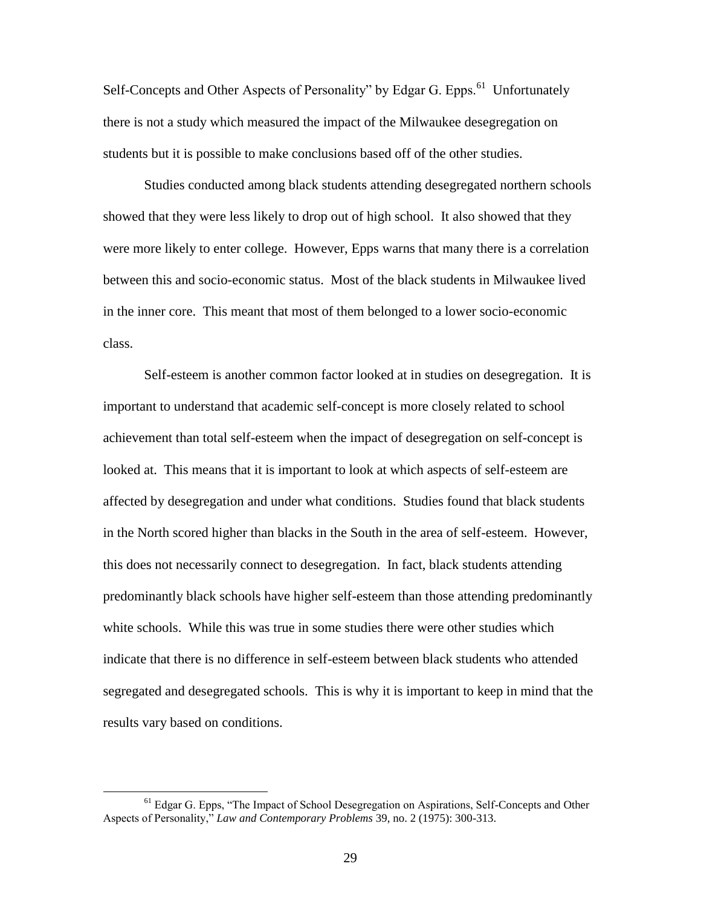Self-Concepts and Other Aspects of Personality" by Edgar G. Epps.[61] Unfortunately there is not a study which measured the impact of the Milwaukee desegregation on students but it is possible to make conclusions based off of the other studies.

Studies conducted among black students attending desegregated northern schools showed that they were less likely to drop out of high school. It also showed that they were more likely to enter college. However, Epps warns that many there is a correlation between this and socio-economic status. Most of the black students in Milwaukee lived in the inner core. This meant that most of them belonged to a lower socio-economic class.

Self-esteem is another common factor looked at in studies on desegregation. It is important to understand that academic self-concept is more closely related to school achievement than total self-esteem when the impact of desegregation on self-concept is looked at. This means that it is important to look at which aspects of self-esteem are affected by desegregation and under what conditions. Studies found that black students in the North scored higher than blacks in the South in the area of self-esteem. However, this does not necessarily connect to desegregation. In fact, black students attending predominantly black schools have higher self-esteem than those attending predominantly white schools. While this was true in some studies there were other studies which indicate that there is no difference in self-esteem between black students who attended segregated and desegregated schools. This is why it is important to keep in mind that the results vary based on conditions.

[61] Edgar G. Epps, "The Impact of School Desegregation on Aspirations, Self-Concepts and Other Aspects of Personality," *Law and Contemporary Problems* 39, no. 2 (1975): 300-313.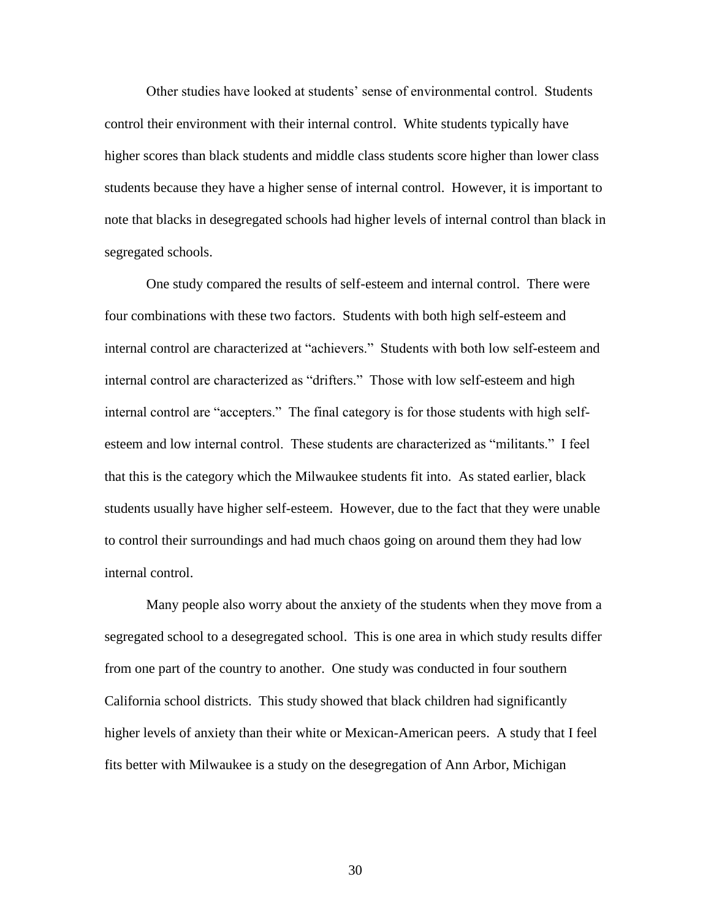Other studies have looked at students' sense of environmental control. Students control their environment with their internal control. White students typically have higher scores than black students and middle class students score higher than lower class students because they have a higher sense of internal control. However, it is important to note that blacks in desegregated schools had higher levels of internal control than black in segregated schools.

One study compared the results of self-esteem and internal control. There were four combinations with these two factors. Students with both high self-esteem and internal control are characterized at "achievers." Students with both low self-esteem and internal control are characterized as "drifters." Those with low self-esteem and high internal control are "accepters." The final category is for those students with high self-esteem and low internal control. These students are characterized as "militants." I feel that this is the category which the Milwaukee students fit into. As stated earlier, black students usually have higher self-esteem. However, due to the fact that they were unable to control their surroundings and had much chaos going on around them they had low internal control.

Many people also worry about the anxiety of the students when they move from a segregated school to a desegregated school. This is one area in which study results differ from one part of the country to another. One study was conducted in four southern California school districts. This study showed that black children had significantly higher levels of anxiety than their white or Mexican-American peers. A study that I feel fits better with Milwaukee is a study on the desegregation of Ann Arbor, Michigan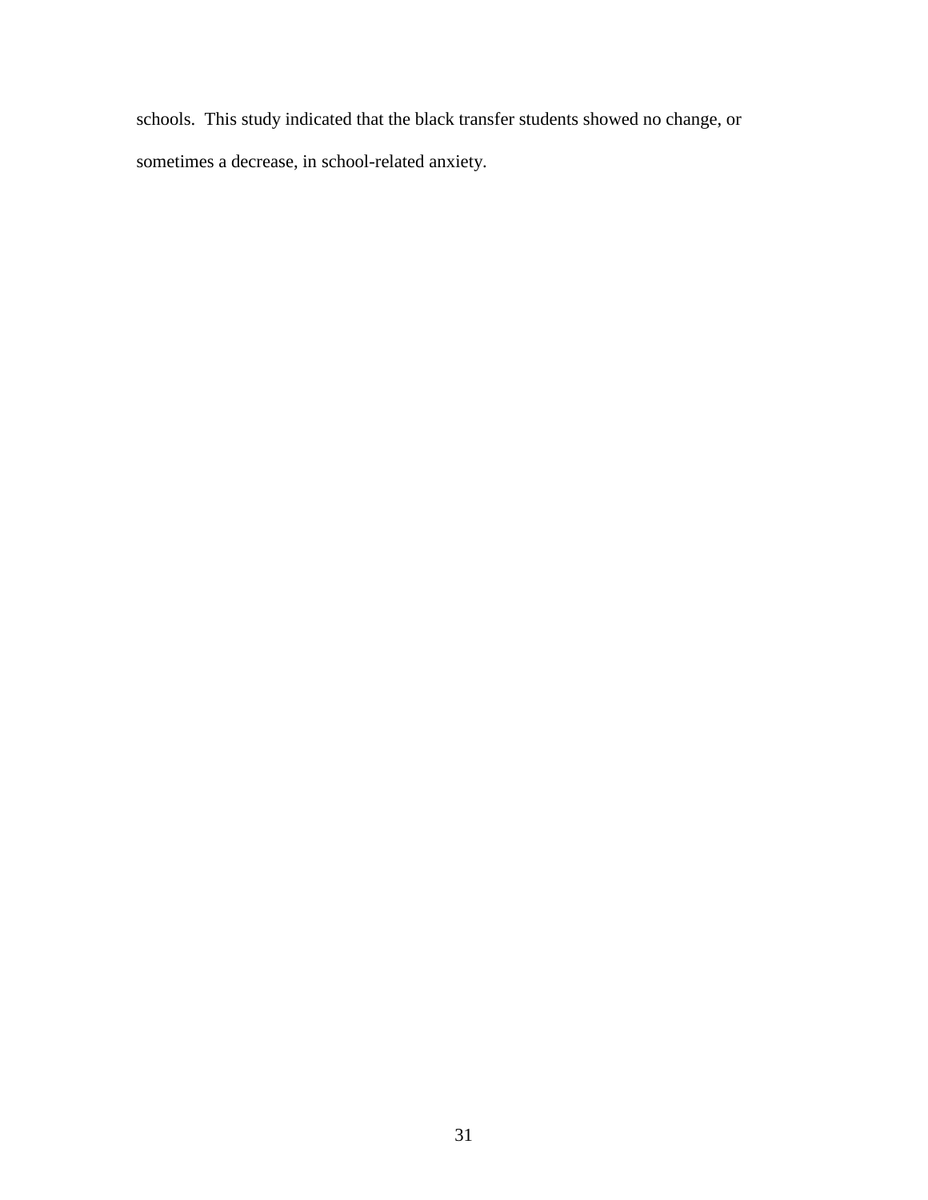schools.  This study indicated that the black transfer students showed no change, or sometimes a decrease, in school-related anxiety.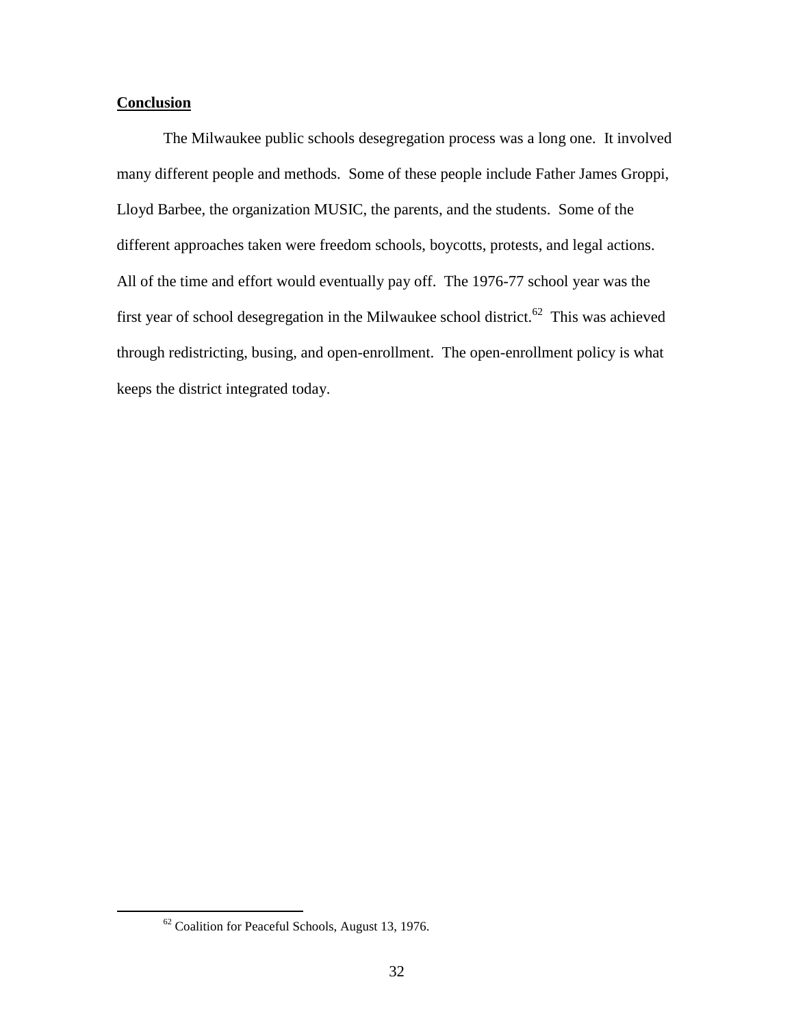## Conclusion

The Milwaukee public schools desegregation process was a long one. It involved many different people and methods. Some of these people include Father James Groppi, Lloyd Barbee, the organization MUSIC, the parents, and the students. Some of the different approaches taken were freedom schools, boycotts, protests, and legal actions. All of the time and effort would eventually pay off. The 1976-77 school year was the first year of school desegregation in the Milwaukee school district.[62] This was achieved through redistricting, busing, and open-enrollment. The open-enrollment policy is what keeps the district integrated today.

[62] Coalition for Peaceful Schools, August 13, 1976.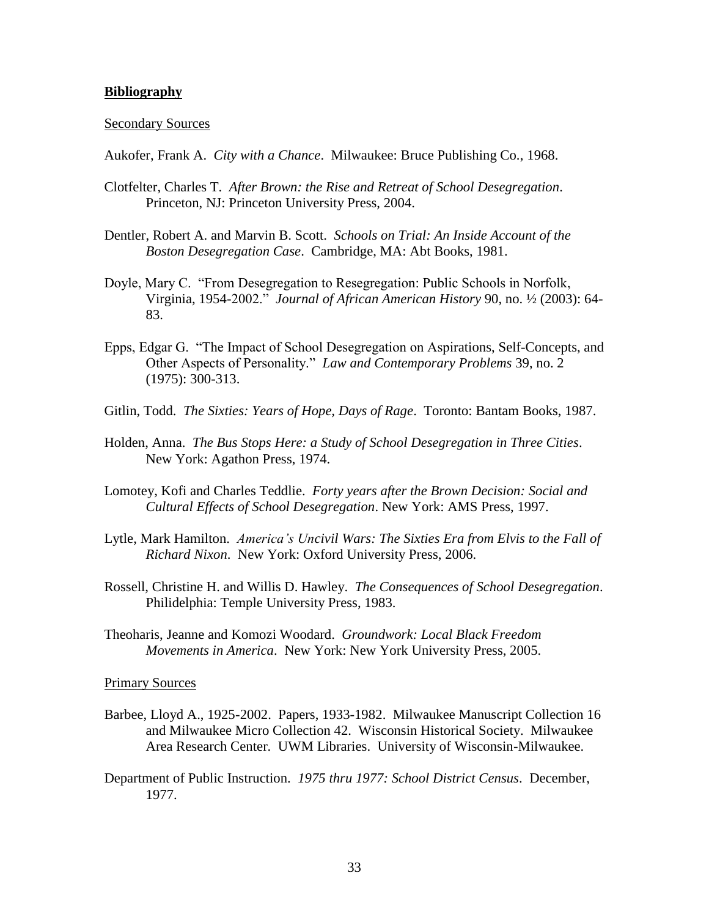**<u>Bibliography</u>**

<u>Secondary Sources</u>

Aukofer, Frank A. *City with a Chance*. Milwaukee: Bruce Publishing Co., 1968.

Clotfelter, Charles T. *After Brown: the Rise and Retreat of School Desegregation*. Princeton, NJ: Princeton University Press, 2004.

Dentler, Robert A. and Marvin B. Scott. *Schools on Trial: An Inside Account of the Boston Desegregation Case*. Cambridge, MA: Abt Books, 1981.

Doyle, Mary C. "From Desegregation to Resegregation: Public Schools in Norfolk, Virginia, 1954-2002." *Journal of African American History* 90, no. ½ (2003): 64-83.

Epps, Edgar G. "The Impact of School Desegregation on Aspirations, Self-Concepts, and Other Aspects of Personality." *Law and Contemporary Problems* 39, no. 2 (1975): 300-313.

Gitlin, Todd. *The Sixties: Years of Hope, Days of Rage*. Toronto: Bantam Books, 1987.

Holden, Anna. *The Bus Stops Here: a Study of School Desegregation in Three Cities*. New York: Agathon Press, 1974.

Lomotey, Kofi and Charles Teddlie. *Forty years after the Brown Decision: Social and Cultural Effects of School Desegregation*. New York: AMS Press, 1997.

Lytle, Mark Hamilton. *America's Uncivil Wars: The Sixties Era from Elvis to the Fall of Richard Nixon*. New York: Oxford University Press, 2006.

Rossell, Christine H. and Willis D. Hawley. *The Consequences of School Desegregation*. Philidelphia: Temple University Press, 1983.

Theoharis, Jeanne and Komozi Woodard. *Groundwork: Local Black Freedom Movements in America*. New York: New York University Press, 2005.

<u>Primary Sources</u>

Barbee, Lloyd A., 1925-2002. Papers, 1933-1982. Milwaukee Manuscript Collection 16 and Milwaukee Micro Collection 42. Wisconsin Historical Society. Milwaukee Area Research Center. UWM Libraries. University of Wisconsin-Milwaukee.

Department of Public Instruction. *1975 thru 1977: School District Census*. December, 1977.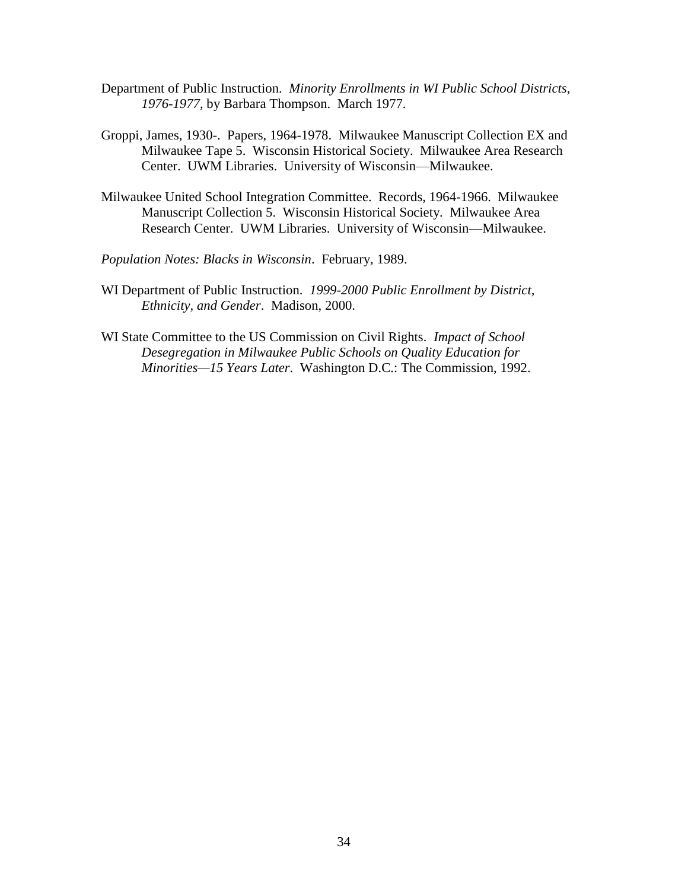Department of Public Instruction. *Minority Enrollments in WI Public School Districts, 1976-1977*, by Barbara Thompson. March 1977.

Groppi, James, 1930-. Papers, 1964-1978. Milwaukee Manuscript Collection EX and Milwaukee Tape 5. Wisconsin Historical Society. Milwaukee Area Research Center. UWM Libraries. University of Wisconsin—Milwaukee.

Milwaukee United School Integration Committee. Records, 1964-1966. Milwaukee Manuscript Collection 5. Wisconsin Historical Society. Milwaukee Area Research Center. UWM Libraries. University of Wisconsin—Milwaukee.

*Population Notes: Blacks in Wisconsin*. February, 1989.

WI Department of Public Instruction. *1999-2000 Public Enrollment by District, Ethnicity, and Gender*. Madison, 2000.

WI State Committee to the US Commission on Civil Rights. *Impact of School Desegregation in Milwaukee Public Schools on Quality Education for Minorities—15 Years Later*. Washington D.C.: The Commission, 1992.